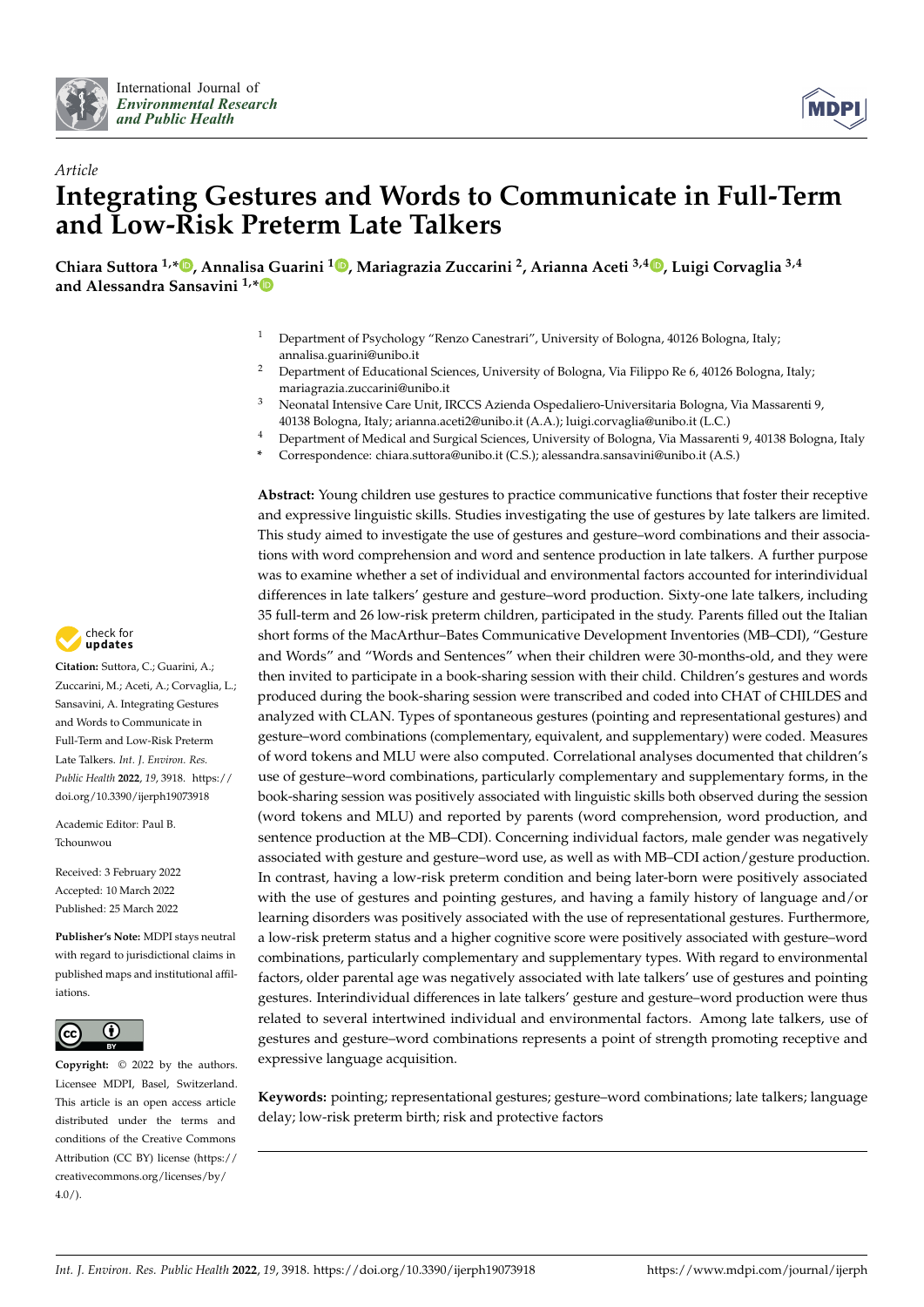*Article*

# Integrating Gestures and Words to Communicate in Full-Term and Low-Risk Preterm Late Talkers

**Chiara Suttora [1,*], Annalisa Guarini [1], Mariagrazia Zuccarini [2], Arianna Aceti [3,4], Luigi Corvaglia [3,4] and Alessandra Sansavini [1,*]**

[1] Department of Psychology "Renzo Canestrari", University of Bologna, 40126 Bologna, Italy; annalisa.guarini@unibo.it
[2] Department of Educational Sciences, University of Bologna, Via Filippo Re 6, 40126 Bologna, Italy; mariagrazia.zuccarini@unibo.it
[3] Neonatal Intensive Care Unit, IRCCS Azienda Ospedaliero-Universitaria Bologna, Via Massarenti 9, 40138 Bologna, Italy; arianna.aceti2@unibo.it (A.A.); luigi.corvaglia@unibo.it (L.C.)
[4] Department of Medical and Surgical Sciences, University of Bologna, Via Massarenti 9, 40138 Bologna, Italy
* Correspondence: chiara.suttora@unibo.it (C.S.); alessandra.sansavini@unibo.it (A.S.)

**Abstract:** Young children use gestures to practice communicative functions that foster their receptive and expressive linguistic skills. Studies investigating the use of gestures by late talkers are limited. This study aimed to investigate the use of gestures and gesture–word combinations and their associations with word comprehension and word and sentence production in late talkers. A further purpose was to examine whether a set of individual and environmental factors accounted for interindividual differences in late talkers' gesture and gesture–word production. Sixty-one late talkers, including 35 full-term and 26 low-risk preterm children, participated in the study. Parents filled out the Italian short forms of the MacArthur–Bates Communicative Development Inventories (MB–CDI), "Gesture and Words" and "Words and Sentences" when their children were 30-months-old, and they were then invited to participate in a book-sharing session with their child. Children's gestures and words produced during the book-sharing session were transcribed and coded into CHAT of CHILDES and analyzed with CLAN. Types of spontaneous gestures (pointing and representational gestures) and gesture–word combinations (complementary, equivalent, and supplementary) were coded. Measures of word tokens and MLU were also computed. Correlational analyses documented that children's use of gesture–word combinations, particularly complementary and supplementary forms, in the book-sharing session was positively associated with linguistic skills both observed during the session (word tokens and MLU) and reported by parents (word comprehension, word production, and sentence production at the MB–CDI). Concerning individual factors, male gender was negatively associated with gesture and gesture–word use, as well as with MB–CDI action/gesture production. In contrast, having a low-risk preterm condition and being later-born were positively associated with the use of gestures and pointing gestures, and having a family history of language and/or learning disorders was positively associated with the use of representational gestures. Furthermore, a low-risk preterm status and a higher cognitive score were positively associated with gesture–word combinations, particularly complementary and supplementary types. With regard to environmental factors, older parental age was negatively associated with late talkers' use of gestures and pointing gestures. Interindividual differences in late talkers' gesture and gesture–word production were thus related to several intertwined individual and environmental factors. Among late talkers, use of gestures and gesture–word combinations represents a point of strength promoting receptive and expressive language acquisition.

**Keywords:** pointing; representational gestures; gesture–word combinations; late talkers; language delay; low-risk preterm birth; risk and protective factors

**Citation:** Suttora, C.; Guarini, A.; Zuccarini, M.; Aceti, A.; Corvaglia, L.; Sansavini, A. Integrating Gestures and Words to Communicate in Full-Term and Low-Risk Preterm Late Talkers. *Int. J. Environ. Res. Public Health* **2022**, *19*, 3918. https://doi.org/10.3390/ijerph19073918

Academic Editor: Paul B. Tchounwou

Received: 3 February 2022
Accepted: 10 March 2022
Published: 25 March 2022

**Publisher's Note:** MDPI stays neutral with regard to jurisdictional claims in published maps and institutional affiliations.

**Copyright:** © 2022 by the authors. Licensee MDPI, Basel, Switzerland. This article is an open access article distributed under the terms and conditions of the Creative Commons Attribution (CC BY) license (https://creativecommons.org/licenses/by/4.0/).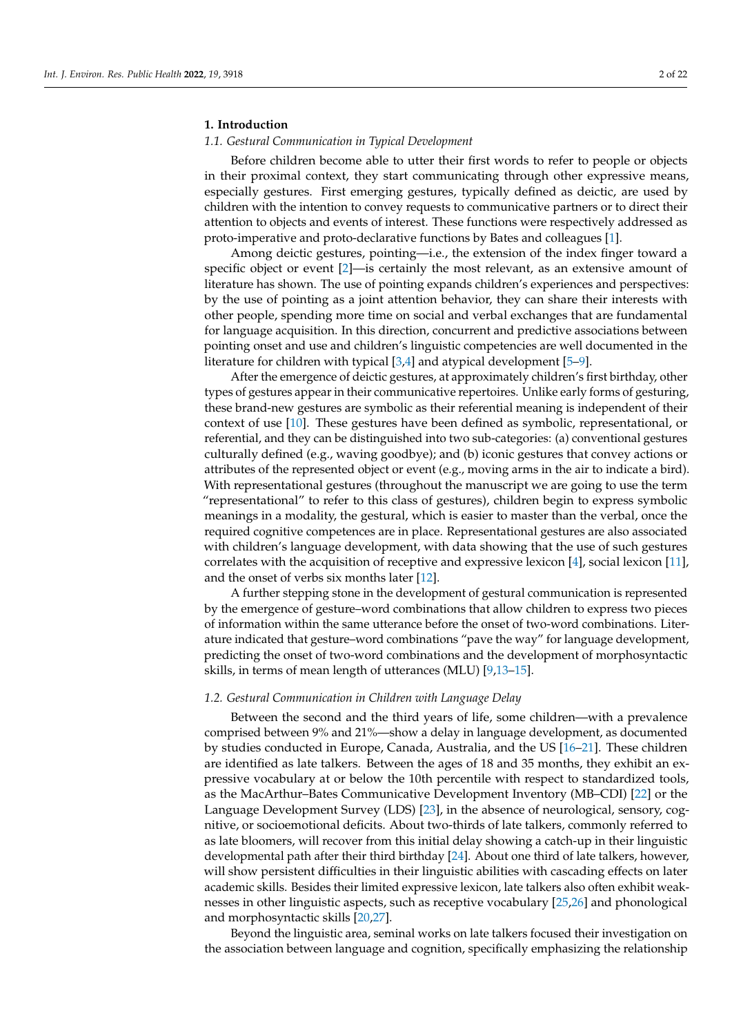## 1. Introduction

### 1.1. Gestural Communication in Typical Development

Before children become able to utter their first words to refer to people or objects in their proximal context, they start communicating through other expressive means, especially gestures. First emerging gestures, typically defined as deictic, are used by children with the intention to convey requests to communicative partners or to direct their attention to objects and events of interest. These functions were respectively addressed as proto-imperative and proto-declarative functions by Bates and colleagues [1].

Among deictic gestures, pointing—i.e., the extension of the index finger toward a specific object or event [2]—is certainly the most relevant, as an extensive amount of literature has shown. The use of pointing expands children's experiences and perspectives: by the use of pointing as a joint attention behavior, they can share their interests with other people, spending more time on social and verbal exchanges that are fundamental for language acquisition. In this direction, concurrent and predictive associations between pointing onset and use and children's linguistic competencies are well documented in the literature for children with typical [3,4] and atypical development [5–9].

After the emergence of deictic gestures, at approximately children's first birthday, other types of gestures appear in their communicative repertoires. Unlike early forms of gesturing, these brand-new gestures are symbolic as their referential meaning is independent of their context of use [10]. These gestures have been defined as symbolic, representational, or referential, and they can be distinguished into two sub-categories: (a) conventional gestures culturally defined (e.g., waving goodbye); and (b) iconic gestures that convey actions or attributes of the represented object or event (e.g., moving arms in the air to indicate a bird). With representational gestures (throughout the manuscript we are going to use the term "representational" to refer to this class of gestures), children begin to express symbolic meanings in a modality, the gestural, which is easier to master than the verbal, once the required cognitive competences are in place. Representational gestures are also associated with children's language development, with data showing that the use of such gestures correlates with the acquisition of receptive and expressive lexicon [4], social lexicon [11], and the onset of verbs six months later [12].

A further stepping stone in the development of gestural communication is represented by the emergence of gesture–word combinations that allow children to express two pieces of information within the same utterance before the onset of two-word combinations. Literature indicated that gesture–word combinations "pave the way" for language development, predicting the onset of two-word combinations and the development of morphosyntactic skills, in terms of mean length of utterances (MLU) [9,13–15].

### 1.2. Gestural Communication in Children with Language Delay

Between the second and the third years of life, some children—with a prevalence comprised between 9% and 21%—show a delay in language development, as documented by studies conducted in Europe, Canada, Australia, and the US [16–21]. These children are identified as late talkers. Between the ages of 18 and 35 months, they exhibit an expressive vocabulary at or below the 10th percentile with respect to standardized tools, as the MacArthur–Bates Communicative Development Inventory (MB–CDI) [22] or the Language Development Survey (LDS) [23], in the absence of neurological, sensory, cognitive, or socioemotional deficits. About two-thirds of late talkers, commonly referred to as late bloomers, will recover from this initial delay showing a catch-up in their linguistic developmental path after their third birthday [24]. About one third of late talkers, however, will show persistent difficulties in their linguistic abilities with cascading effects on later academic skills. Besides their limited expressive lexicon, late talkers also often exhibit weaknesses in other linguistic aspects, such as receptive vocabulary [25,26] and phonological and morphosyntactic skills [20,27].

Beyond the linguistic area, seminal works on late talkers focused their investigation on the association between language and cognition, specifically emphasizing the relationship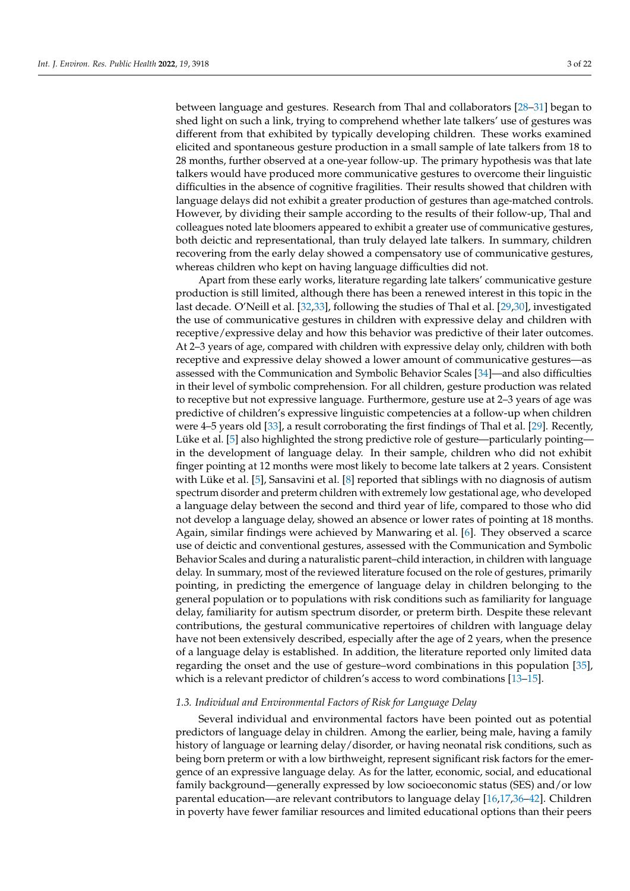between language and gestures. Research from Thal and collaborators [28–31] began to shed light on such a link, trying to comprehend whether late talkers' use of gestures was different from that exhibited by typically developing children. These works examined elicited and spontaneous gesture production in a small sample of late talkers from 18 to 28 months, further observed at a one-year follow-up. The primary hypothesis was that late talkers would have produced more communicative gestures to overcome their linguistic difficulties in the absence of cognitive fragilities. Their results showed that children with language delays did not exhibit a greater production of gestures than age-matched controls. However, by dividing their sample according to the results of their follow-up, Thal and colleagues noted late bloomers appeared to exhibit a greater use of communicative gestures, both deictic and representational, than truly delayed late talkers. In summary, children recovering from the early delay showed a compensatory use of communicative gestures, whereas children who kept on having language difficulties did not.

Apart from these early works, literature regarding late talkers' communicative gesture production is still limited, although there has been a renewed interest in this topic in the last decade. O'Neill et al. [32,33], following the studies of Thal et al. [29,30], investigated the use of communicative gestures in children with expressive delay and children with receptive/expressive delay and how this behavior was predictive of their later outcomes. At 2–3 years of age, compared with children with expressive delay only, children with both receptive and expressive delay showed a lower amount of communicative gestures—as assessed with the Communication and Symbolic Behavior Scales [34]—and also difficulties in their level of symbolic comprehension. For all children, gesture production was related to receptive but not expressive language. Furthermore, gesture use at 2–3 years of age was predictive of children's expressive linguistic competencies at a follow-up when children were 4–5 years old [33], a result corroborating the first findings of Thal et al. [29]. Recently, Lüke et al. [5] also highlighted the strong predictive role of gesture—particularly pointing—in the development of language delay. In their sample, children who did not exhibit finger pointing at 12 months were most likely to become late talkers at 2 years. Consistent with Lüke et al. [5], Sansavini et al. [8] reported that siblings with no diagnosis of autism spectrum disorder and preterm children with extremely low gestational age, who developed a language delay between the second and third year of life, compared to those who did not develop a language delay, showed an absence or lower rates of pointing at 18 months. Again, similar findings were achieved by Manwaring et al. [6]. They observed a scarce use of deictic and conventional gestures, assessed with the Communication and Symbolic Behavior Scales and during a naturalistic parent–child interaction, in children with language delay. In summary, most of the reviewed literature focused on the role of gestures, primarily pointing, in predicting the emergence of language delay in children belonging to the general population or to populations with risk conditions such as familiarity for language delay, familiarity for autism spectrum disorder, or preterm birth. Despite these relevant contributions, the gestural communicative repertoires of children with language delay have not been extensively described, especially after the age of 2 years, when the presence of a language delay is established. In addition, the literature reported only limited data regarding the onset and the use of gesture–word combinations in this population [35], which is a relevant predictor of children's access to word combinations [13–15].

### *1.3. Individual and Environmental Factors of Risk for Language Delay*

Several individual and environmental factors have been pointed out as potential predictors of language delay in children. Among the earlier, being male, having a family history of language or learning delay/disorder, or having neonatal risk conditions, such as being born preterm or with a low birthweight, represent significant risk factors for the emergence of an expressive language delay. As for the latter, economic, social, and educational family background—generally expressed by low socioeconomic status (SES) and/or low parental education—are relevant contributors to language delay [16,17,36–42]. Children in poverty have fewer familiar resources and limited educational options than their peers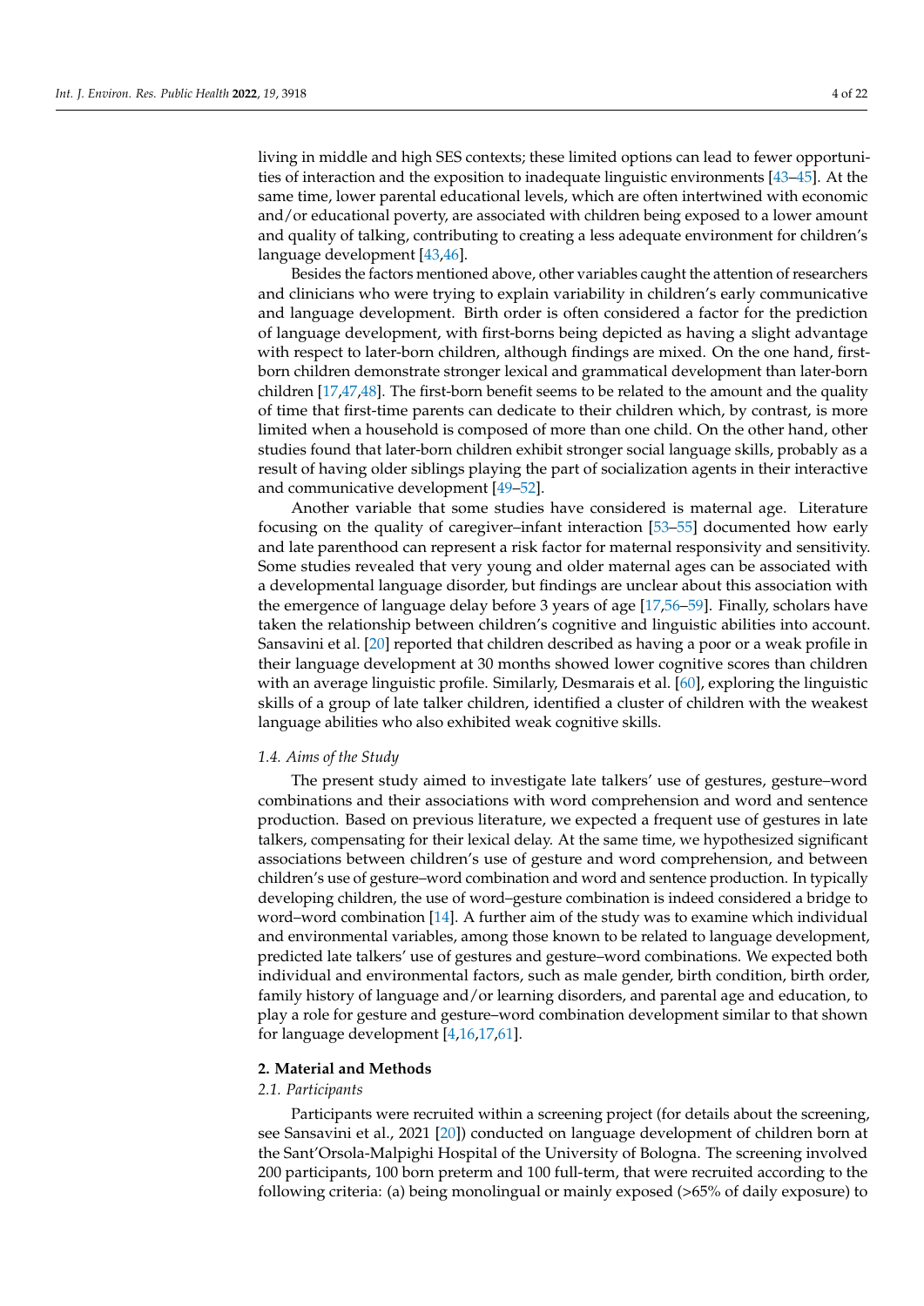living in middle and high SES contexts; these limited options can lead to fewer opportunities of interaction and the exposition to inadequate linguistic environments [43–45]. At the same time, lower parental educational levels, which are often intertwined with economic and/or educational poverty, are associated with children being exposed to a lower amount and quality of talking, contributing to creating a less adequate environment for children's language development [43,46].

Besides the factors mentioned above, other variables caught the attention of researchers and clinicians who were trying to explain variability in children's early communicative and language development. Birth order is often considered a factor for the prediction of language development, with first-borns being depicted as having a slight advantage with respect to later-born children, although findings are mixed. On the one hand, first-born children demonstrate stronger lexical and grammatical development than later-born children [17,47,48]. The first-born benefit seems to be related to the amount and the quality of time that first-time parents can dedicate to their children which, by contrast, is more limited when a household is composed of more than one child. On the other hand, other studies found that later-born children exhibit stronger social language skills, probably as a result of having older siblings playing the part of socialization agents in their interactive and communicative development [49–52].

Another variable that some studies have considered is maternal age. Literature focusing on the quality of caregiver–infant interaction [53–55] documented how early and late parenthood can represent a risk factor for maternal responsivity and sensitivity. Some studies revealed that very young and older maternal ages can be associated with a developmental language disorder, but findings are unclear about this association with the emergence of language delay before 3 years of age [17,56–59]. Finally, scholars have taken the relationship between children's cognitive and linguistic abilities into account. Sansavini et al. [20] reported that children described as having a poor or a weak profile in their language development at 30 months showed lower cognitive scores than children with an average linguistic profile. Similarly, Desmarais et al. [60], exploring the linguistic skills of a group of late talker children, identified a cluster of children with the weakest language abilities who also exhibited weak cognitive skills.

### *1.4. Aims of the Study*

The present study aimed to investigate late talkers' use of gestures, gesture–word combinations and their associations with word comprehension and word and sentence production. Based on previous literature, we expected a frequent use of gestures in late talkers, compensating for their lexical delay. At the same time, we hypothesized significant associations between children's use of gesture and word comprehension, and between children's use of gesture–word combination and word and sentence production. In typically developing children, the use of word–gesture combination is indeed considered a bridge to word–word combination [14]. A further aim of the study was to examine which individual and environmental variables, among those known to be related to language development, predicted late talkers' use of gestures and gesture–word combinations. We expected both individual and environmental factors, such as male gender, birth condition, birth order, family history of language and/or learning disorders, and parental age and education, to play a role for gesture and gesture–word combination development similar to that shown for language development [4,16,17,61].

## **2. Material and Methods**

### *2.1. Participants*

Participants were recruited within a screening project (for details about the screening, see Sansavini et al., 2021 [20]) conducted on language development of children born at the Sant'Orsola-Malpighi Hospital of the University of Bologna. The screening involved 200 participants, 100 born preterm and 100 full-term, that were recruited according to the following criteria: (a) being monolingual or mainly exposed (>65% of daily exposure) to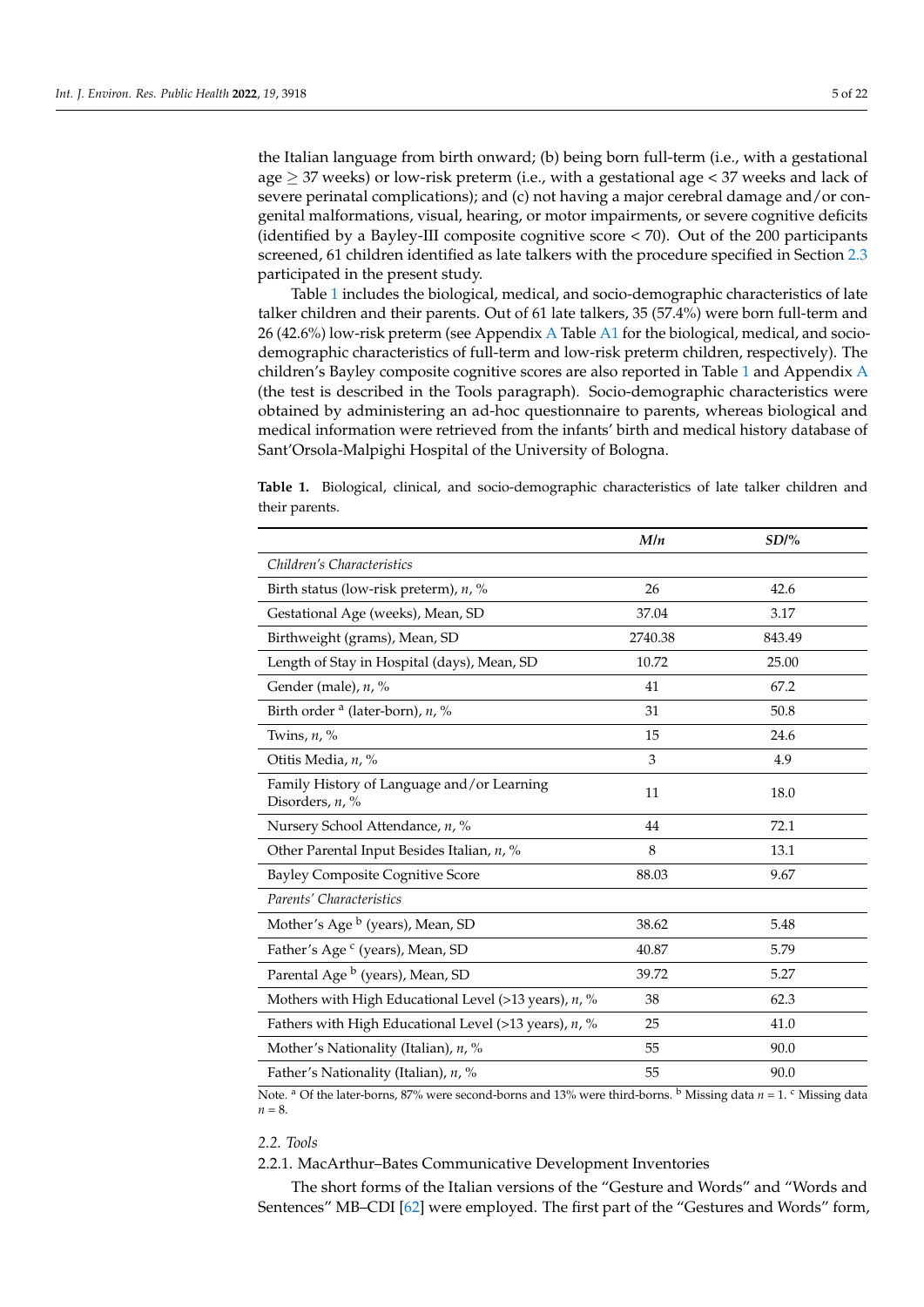the Italian language from birth onward; (b) being born full-term (i.e., with a gestational age ≥ 37 weeks) or low-risk preterm (i.e., with a gestational age < 37 weeks and lack of severe perinatal complications); and (c) not having a major cerebral damage and/or congenital malformations, visual, hearing, or motor impairments, or severe cognitive deficits (identified by a Bayley-III composite cognitive score < 70). Out of the 200 participants screened, 61 children identified as late talkers with the procedure specified in Section 2.3 participated in the present study.

Table 1 includes the biological, medical, and socio-demographic characteristics of late talker children and their parents. Out of 61 late talkers, 35 (57.4%) were born full-term and 26 (42.6%) low-risk preterm (see Appendix A Table A1 for the biological, medical, and socio-demographic characteristics of full-term and low-risk preterm children, respectively). The children's Bayley composite cognitive scores are also reported in Table 1 and Appendix A (the test is described in the Tools paragraph). Socio-demographic characteristics were obtained by administering an ad-hoc questionnaire to parents, whereas biological and medical information were retrieved from the infants' birth and medical history database of Sant'Orsola-Malpighi Hospital of the University of Bologna.

**Table 1.** Biological, clinical, and socio-demographic characteristics of late talker children and their parents.

| | *M*/*n* | *SD*/% |
|---|---|---|
| *Children's Characteristics* | | |
| Birth status (low-risk preterm), *n*, % | 26 | 42.6 |
| Gestational Age (weeks), Mean, SD | 37.04 | 3.17 |
| Birthweight (grams), Mean, SD | 2740.38 | 843.49 |
| Length of Stay in Hospital (days), Mean, SD | 10.72 | 25.00 |
| Gender (male), *n*, % | 41 | 67.2 |
| Birth order [a] (later-born), *n*, % | 31 | 50.8 |
| Twins, *n*, % | 15 | 24.6 |
| Otitis Media, *n*, % | 3 | 4.9 |
| Family History of Language and/or Learning Disorders, *n*, % | 11 | 18.0 |
| Nursery School Attendance, *n*, % | 44 | 72.1 |
| Other Parental Input Besides Italian, *n*, % | 8 | 13.1 |
| Bayley Composite Cognitive Score | 88.03 | 9.67 |
| *Parents' Characteristics* | | |
| Mother's Age [b] (years), Mean, SD | 38.62 | 5.48 |
| Father's Age [c] (years), Mean, SD | 40.87 | 5.79 |
| Parental Age [b] (years), Mean, SD | 39.72 | 5.27 |
| Mothers with High Educational Level (>13 years), *n*, % | 38 | 62.3 |
| Fathers with High Educational Level (>13 years), *n*, % | 25 | 41.0 |
| Mother's Nationality (Italian), *n*, % | 55 | 90.0 |
| Father's Nationality (Italian), *n*, % | 55 | 90.0 |

Note. [a] Of the later-borns, 87% were second-borns and 13% were third-borns. [b] Missing data $n = 1$. [c] Missing data $n = 8$.

### 2.2. Tools

#### 2.2.1. MacArthur–Bates Communicative Development Inventories

The short forms of the Italian versions of the "Gesture and Words" and "Words and Sentences" MB–CDI [62] were employed. The first part of the "Gestures and Words" form,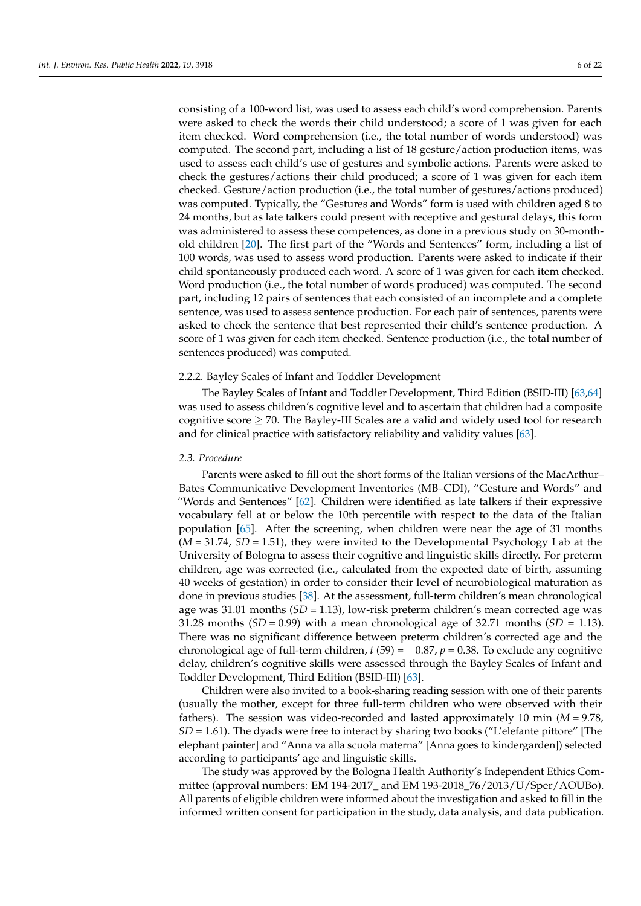consisting of a 100-word list, was used to assess each child's word comprehension. Parents were asked to check the words their child understood; a score of 1 was given for each item checked. Word comprehension (i.e., the total number of words understood) was computed. The second part, including a list of 18 gesture/action production items, was used to assess each child's use of gestures and symbolic actions. Parents were asked to check the gestures/actions their child produced; a score of 1 was given for each item checked. Gesture/action production (i.e., the total number of gestures/actions produced) was computed. Typically, the "Gestures and Words" form is used with children aged 8 to 24 months, but as late talkers could present with receptive and gestural delays, this form was administered to assess these competences, as done in a previous study on 30-month-old children [20]. The first part of the "Words and Sentences" form, including a list of 100 words, was used to assess word production. Parents were asked to indicate if their child spontaneously produced each word. A score of 1 was given for each item checked. Word production (i.e., the total number of words produced) was computed. The second part, including 12 pairs of sentences that each consisted of an incomplete and a complete sentence, was used to assess sentence production. For each pair of sentences, parents were asked to check the sentence that best represented their child's sentence production. A score of 1 was given for each item checked. Sentence production (i.e., the total number of sentences produced) was computed.

#### 2.2.2. Bayley Scales of Infant and Toddler Development

The Bayley Scales of Infant and Toddler Development, Third Edition (BSID-III) [63,64] was used to assess children's cognitive level and to ascertain that children had a composite cognitive score $\geq 70$. The Bayley-III Scales are a valid and widely used tool for research and for clinical practice with satisfactory reliability and validity values [63].

### *2.3. Procedure*

Parents were asked to fill out the short forms of the Italian versions of the MacArthur–Bates Communicative Development Inventories (MB–CDI), "Gesture and Words" and "Words and Sentences" [62]. Children were identified as late talkers if their expressive vocabulary fell at or below the 10th percentile with respect to the data of the Italian population [65]. After the screening, when children were near the age of 31 months ($M$ = 31.74, $SD$ = 1.51), they were invited to the Developmental Psychology Lab at the University of Bologna to assess their cognitive and linguistic skills directly. For preterm children, age was corrected (i.e., calculated from the expected date of birth, assuming 40 weeks of gestation) in order to consider their level of neurobiological maturation as done in previous studies [38]. At the assessment, full-term children's mean chronological age was 31.01 months ($SD$ = 1.13), low-risk preterm children's mean corrected age was 31.28 months ($SD$ = 0.99) with a mean chronological age of 32.71 months ($SD$ = 1.13). There was no significant difference between preterm children's corrected age and the chronological age of full-term children, $t$ (59) = −0.87, $p$ = 0.38. To exclude any cognitive delay, children's cognitive skills were assessed through the Bayley Scales of Infant and Toddler Development, Third Edition (BSID-III) [63].

Children were also invited to a book-sharing reading session with one of their parents (usually the mother, except for three full-term children who were observed with their fathers). The session was video-recorded and lasted approximately 10 min ($M$ = 9.78, $SD$ = 1.61). The dyads were free to interact by sharing two books ("L'elefante pittore" [The elephant painter] and "Anna va alla scuola materna" [Anna goes to kindergarden]) selected according to participants' age and linguistic skills.

The study was approved by the Bologna Health Authority's Independent Ethics Committee (approval numbers: EM 194-2017_ and EM 193-2018_76/2013/U/Sper/AOUBo). All parents of eligible children were informed about the investigation and asked to fill in the informed written consent for participation in the study, data analysis, and data publication.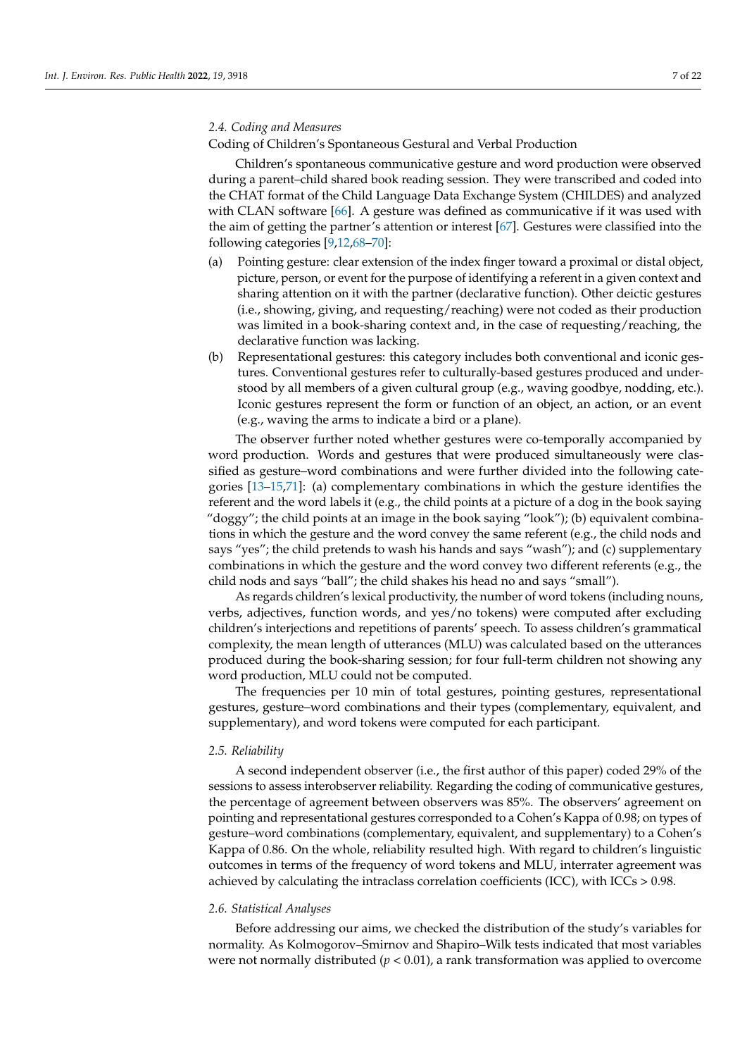### 2.4. Coding and Measures

Coding of Children's Spontaneous Gestural and Verbal Production

Children's spontaneous communicative gesture and word production were observed during a parent–child shared book reading session. They were transcribed and coded into the CHAT format of the Child Language Data Exchange System (CHILDES) and analyzed with CLAN software [66]. A gesture was defined as communicative if it was used with the aim of getting the partner's attention or interest [67]. Gestures were classified into the following categories [9,12,68–70]:

(a) Pointing gesture: clear extension of the index finger toward a proximal or distal object, picture, person, or event for the purpose of identifying a referent in a given context and sharing attention on it with the partner (declarative function). Other deictic gestures (i.e., showing, giving, and requesting/reaching) were not coded as their production was limited in a book-sharing context and, in the case of requesting/reaching, the declarative function was lacking.

(b) Representational gestures: this category includes both conventional and iconic gestures. Conventional gestures refer to culturally-based gestures produced and understood by all members of a given cultural group (e.g., waving goodbye, nodding, etc.). Iconic gestures represent the form or function of an object, an action, or an event (e.g., waving the arms to indicate a bird or a plane).

The observer further noted whether gestures were co-temporally accompanied by word production. Words and gestures that were produced simultaneously were classified as gesture–word combinations and were further divided into the following categories [13–15,71]: (a) complementary combinations in which the gesture identifies the referent and the word labels it (e.g., the child points at a picture of a dog in the book saying "doggy"; the child points at an image in the book saying "look"); (b) equivalent combinations in which the gesture and the word convey the same referent (e.g., the child nods and says "yes"; the child pretends to wash his hands and says "wash"); and (c) supplementary combinations in which the gesture and the word convey two different referents (e.g., the child nods and says "ball"; the child shakes his head no and says "small").

As regards children's lexical productivity, the number of word tokens (including nouns, verbs, adjectives, function words, and yes/no tokens) were computed after excluding children's interjections and repetitions of parents' speech. To assess children's grammatical complexity, the mean length of utterances (MLU) was calculated based on the utterances produced during the book-sharing session; for four full-term children not showing any word production, MLU could not be computed.

The frequencies per 10 min of total gestures, pointing gestures, representational gestures, gesture–word combinations and their types (complementary, equivalent, and supplementary), and word tokens were computed for each participant.

### 2.5. Reliability

A second independent observer (i.e., the first author of this paper) coded 29% of the sessions to assess interobserver reliability. Regarding the coding of communicative gestures, the percentage of agreement between observers was 85%. The observers' agreement on pointing and representational gestures corresponded to a Cohen's Kappa of 0.98; on types of gesture–word combinations (complementary, equivalent, and supplementary) to a Cohen's Kappa of 0.86. On the whole, reliability resulted high. With regard to children's linguistic outcomes in terms of the frequency of word tokens and MLU, interrater agreement was achieved by calculating the intraclass correlation coefficients (ICC), with ICCs > 0.98.

### 2.6. Statistical Analyses

Before addressing our aims, we checked the distribution of the study's variables for normality. As Kolmogorov–Smirnov and Shapiro–Wilk tests indicated that most variables were not normally distributed ($p < 0.01$), a rank transformation was applied to overcome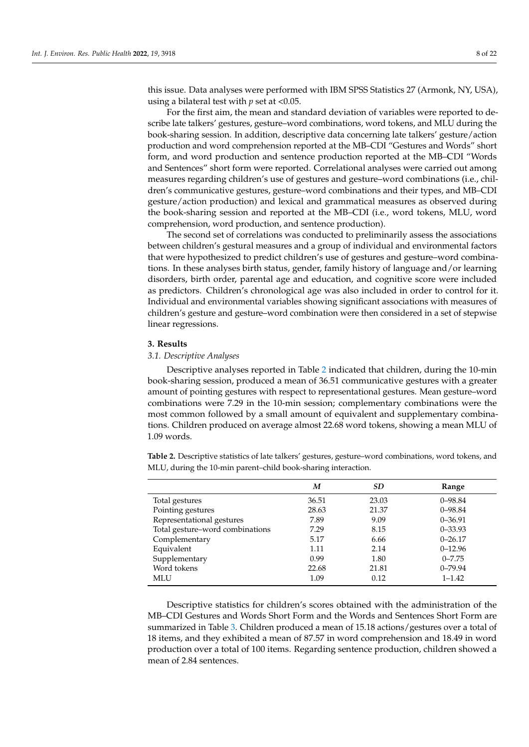this issue. Data analyses were performed with IBM SPSS Statistics 27 (Armonk, NY, USA), using a bilateral test with $p$ set at <0.05.

For the first aim, the mean and standard deviation of variables were reported to describe late talkers' gestures, gesture–word combinations, word tokens, and MLU during the book-sharing session. In addition, descriptive data concerning late talkers' gesture/action production and word comprehension reported at the MB–CDI "Gestures and Words" short form, and word production and sentence production reported at the MB–CDI "Words and Sentences" short form were reported. Correlational analyses were carried out among measures regarding children's use of gestures and gesture–word combinations (i.e., children's communicative gestures, gesture–word combinations and their types, and MB–CDI gesture/action production) and lexical and grammatical measures as observed during the book-sharing session and reported at the MB–CDI (i.e., word tokens, MLU, word comprehension, word production, and sentence production).

The second set of correlations was conducted to preliminarily assess the associations between children's gestural measures and a group of individual and environmental factors that were hypothesized to predict children's use of gestures and gesture–word combinations. In these analyses birth status, gender, family history of language and/or learning disorders, birth order, parental age and education, and cognitive score were included as predictors. Children's chronological age was also included in order to control for it. Individual and environmental variables showing significant associations with measures of children's gesture and gesture–word combination were then considered in a set of stepwise linear regressions.

## 3. Results

### *3.1. Descriptive Analyses*

Descriptive analyses reported in Table 2 indicated that children, during the 10-min book-sharing session, produced a mean of 36.51 communicative gestures with a greater amount of pointing gestures with respect to representational gestures. Mean gesture–word combinations were 7.29 in the 10-min session; complementary combinations were the most common followed by a small amount of equivalent and supplementary combinations. Children produced on average almost 22.68 word tokens, showing a mean MLU of 1.09 words.

**Table 2.** Descriptive statistics of late talkers' gestures, gesture–word combinations, word tokens, and MLU, during the 10-min parent–child book-sharing interaction.

| | *M* | *SD* | Range |
|---|---|---|---|
| Total gestures | 36.51 | 23.03 | 0–98.84 |
| Pointing gestures | 28.63 | 21.37 | 0–98.84 |
| Representational gestures | 7.89 | 9.09 | 0–36.91 |
| Total gesture–word combinations | 7.29 | 8.15 | 0–33.93 |
| Complementary | 5.17 | 6.66 | 0–26.17 |
| Equivalent | 1.11 | 2.14 | 0–12.96 |
| Supplementary | 0.99 | 1.80 | 0–7.75 |
| Word tokens | 22.68 | 21.81 | 0–79.94 |
| MLU | 1.09 | 0.12 | 1–1.42 |

Descriptive statistics for children's scores obtained with the administration of the MB–CDI Gestures and Words Short Form and the Words and Sentences Short Form are summarized in Table 3. Children produced a mean of 15.18 actions/gestures over a total of 18 items, and they exhibited a mean of 87.57 in word comprehension and 18.49 in word production over a total of 100 items. Regarding sentence production, children showed a mean of 2.84 sentences.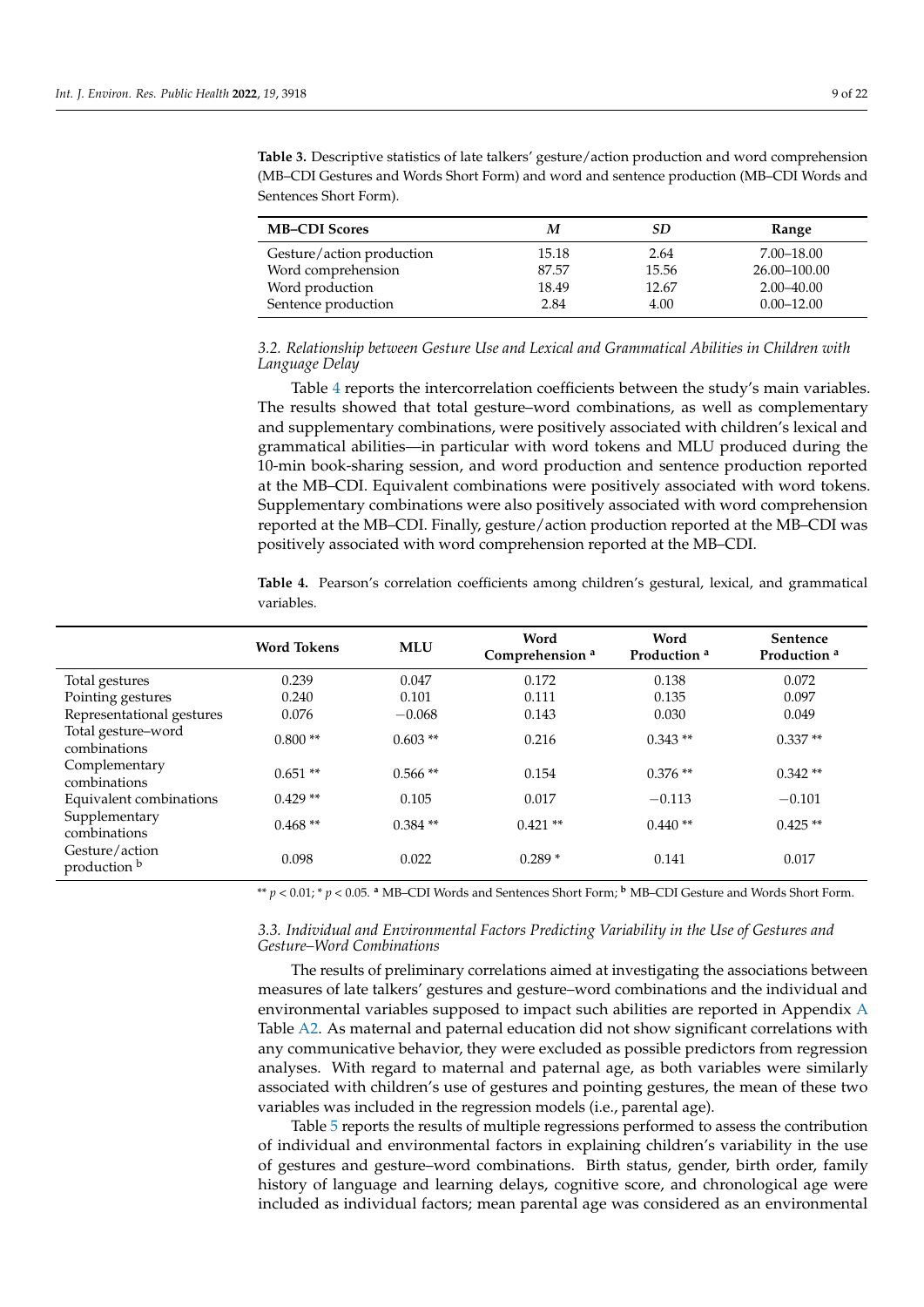**Table 3.** Descriptive statistics of late talkers' gesture/action production and word comprehension (MB–CDI Gestures and Words Short Form) and word and sentence production (MB–CDI Words and Sentences Short Form).

| MB–CDI Scores | *M* | *SD* | Range |
|---|---|---|---|
| Gesture/action production | 15.18 | 2.64 | 7.00–18.00 |
| Word comprehension | 87.57 | 15.56 | 26.00–100.00 |
| Word production | 18.49 | 12.67 | 2.00–40.00 |
| Sentence production | 2.84 | 4.00 | 0.00–12.00 |

### *3.2. Relationship between Gesture Use and Lexical and Grammatical Abilities in Children with Language Delay*

Table 4 reports the intercorrelation coefficients between the study's main variables. The results showed that total gesture–word combinations, as well as complementary and supplementary combinations, were positively associated with children's lexical and grammatical abilities—in particular with word tokens and MLU produced during the 10-min book-sharing session, and word production and sentence production reported at the MB–CDI. Equivalent combinations were positively associated with word tokens. Supplementary combinations were also positively associated with word comprehension reported at the MB–CDI. Finally, gesture/action production reported at the MB–CDI was positively associated with word comprehension reported at the MB–CDI.

**Table 4.** Pearson's correlation coefficients among children's gestural, lexical, and grammatical variables.

| | Word Tokens | MLU | Word Comprehension [a] | Word Production [a] | Sentence Production [a] |
|---|---|---|---|---|---|
| Total gestures | 0.239 | 0.047 | 0.172 | 0.138 | 0.072 |
| Pointing gestures | 0.240 | 0.101 | 0.111 | 0.135 | 0.097 |
| Representational gestures | 0.076 | −0.068 | 0.143 | 0.030 | 0.049 |
| Total gesture–word combinations | 0.800 ** | 0.603 ** | 0.216 | 0.343 ** | 0.337 ** |
| Complementary combinations | 0.651 ** | 0.566 ** | 0.154 | 0.376 ** | 0.342 ** |
| Equivalent combinations | 0.429 ** | 0.105 | 0.017 | −0.113 | −0.101 |
| Supplementary combinations | 0.468 ** | 0.384 ** | 0.421 ** | 0.440 ** | 0.425 ** |
| Gesture/action production [b] | 0.098 | 0.022 | 0.289 * | 0.141 | 0.017 |

** $p < 0.01$; * $p < 0.05$. [a] MB–CDI Words and Sentences Short Form; [b] MB–CDI Gesture and Words Short Form.

### *3.3. Individual and Environmental Factors Predicting Variability in the Use of Gestures and Gesture–Word Combinations*

The results of preliminary correlations aimed at investigating the associations between measures of late talkers' gestures and gesture–word combinations and the individual and environmental variables supposed to impact such abilities are reported in Appendix A Table A2. As maternal and paternal education did not show significant correlations with any communicative behavior, they were excluded as possible predictors from regression analyses. With regard to maternal and paternal age, as both variables were similarly associated with children's use of gestures and pointing gestures, the mean of these two variables was included in the regression models (i.e., parental age).

Table 5 reports the results of multiple regressions performed to assess the contribution of individual and environmental factors in explaining children's variability in the use of gestures and gesture–word combinations. Birth status, gender, birth order, family history of language and learning delays, cognitive score, and chronological age were included as individual factors; mean parental age was considered as an environmental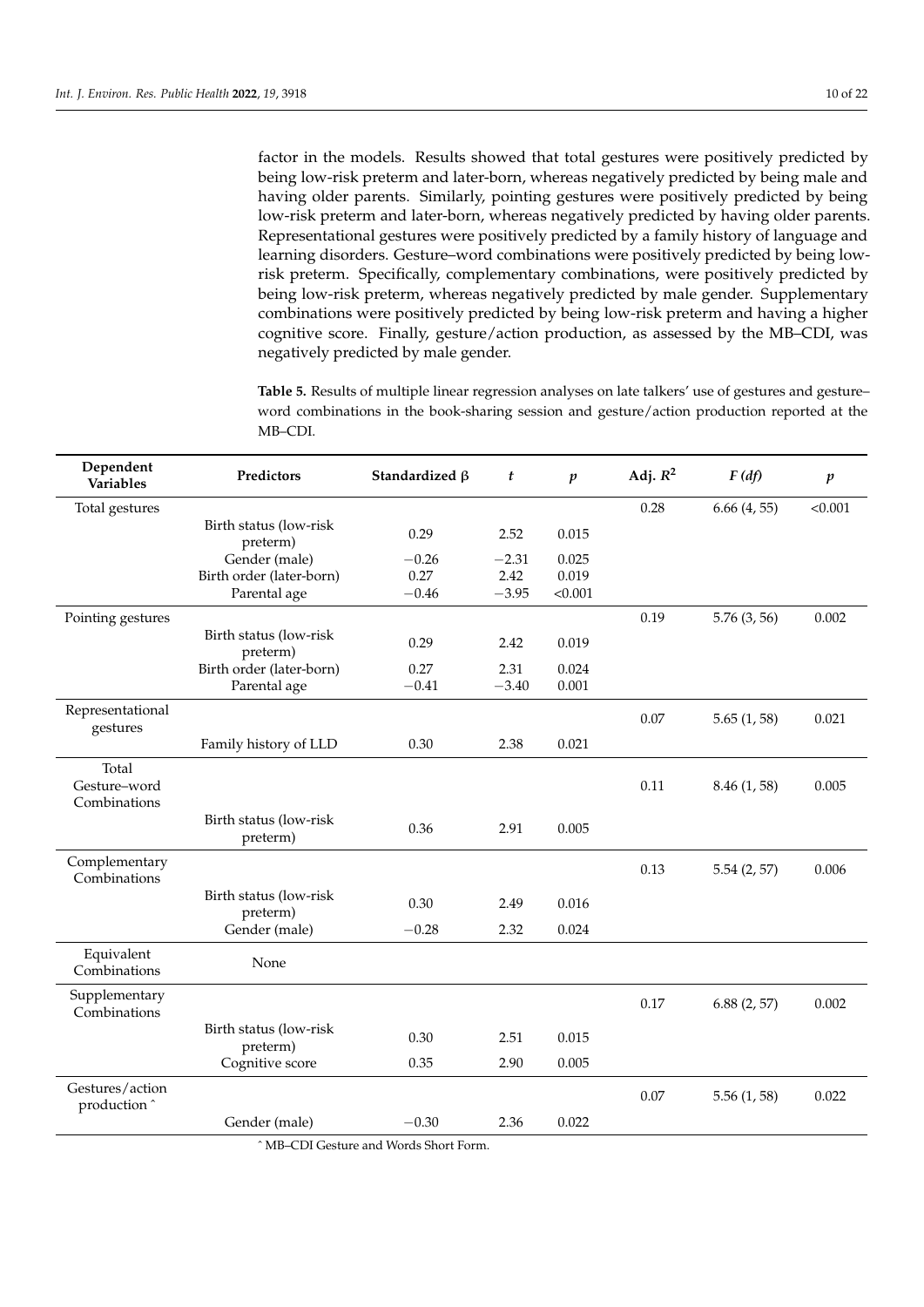factor in the models. Results showed that total gestures were positively predicted by being low-risk preterm and later-born, whereas negatively predicted by being male and having older parents. Similarly, pointing gestures were positively predicted by being low-risk preterm and later-born, whereas negatively predicted by having older parents. Representational gestures were positively predicted by a family history of language and learning disorders. Gesture–word combinations were positively predicted by being low-risk preterm. Specifically, complementary combinations, were positively predicted by being low-risk preterm, whereas negatively predicted by male gender. Supplementary combinations were positively predicted by being low-risk preterm and having a higher cognitive score. Finally, gesture/action production, as assessed by the MB–CDI, was negatively predicted by male gender.

**Table 5.** Results of multiple linear regression analyses on late talkers' use of gestures and gesture–word combinations in the book-sharing session and gesture/action production reported at the MB–CDI.

| Dependent Variables | Predictors | Standardized β | $t$ | $p$ | Adj. $R^2$ | $F$ $(df)$ | $p$ |
|---|---|---|---|---|---|---|---|
| Total gestures | | | | | 0.28 | 6.66 (4, 55) | <0.001 |
| | Birth status (low-risk preterm) | 0.29 | 2.52 | 0.015 | | | |
| | Gender (male) | −0.26 | −2.31 | 0.025 | | | |
| | Birth order (later-born) | 0.27 | 2.42 | 0.019 | | | |
| | Parental age | −0.46 | −3.95 | <0.001 | | | |
| Pointing gestures | | | | | 0.19 | 5.76 (3, 56) | 0.002 |
| | Birth status (low-risk preterm) | 0.29 | 2.42 | 0.019 | | | |
| | Birth order (later-born) | 0.27 | 2.31 | 0.024 | | | |
| | Parental age | −0.41 | −3.40 | 0.001 | | | |
| Representational gestures | | | | | 0.07 | 5.65 (1, 58) | 0.021 |
| | Family history of LLD | 0.30 | 2.38 | 0.021 | | | |
| Total Gesture–word Combinations | | | | | 0.11 | 8.46 (1, 58) | 0.005 |
| | Birth status (low-risk preterm) | 0.36 | 2.91 | 0.005 | | | |
| Complementary Combinations | | | | | 0.13 | 5.54 (2, 57) | 0.006 |
| | Birth status (low-risk preterm) | 0.30 | 2.49 | 0.016 | | | |
| | Gender (male) | −0.28 | 2.32 | 0.024 | | | |
| Equivalent Combinations | None | | | | | | |
| Supplementary Combinations | | | | | 0.17 | 6.88 (2, 57) | 0.002 |
| | Birth status (low-risk preterm) | 0.30 | 2.51 | 0.015 | | | |
| | Cognitive score | 0.35 | 2.90 | 0.005 | | | |
| Gestures/action production ^ | | | | | 0.07 | 5.56 (1, 58) | 0.022 |
| | Gender (male) | −0.30 | 2.36 | 0.022 | | | |

^ MB–CDI Gesture and Words Short Form.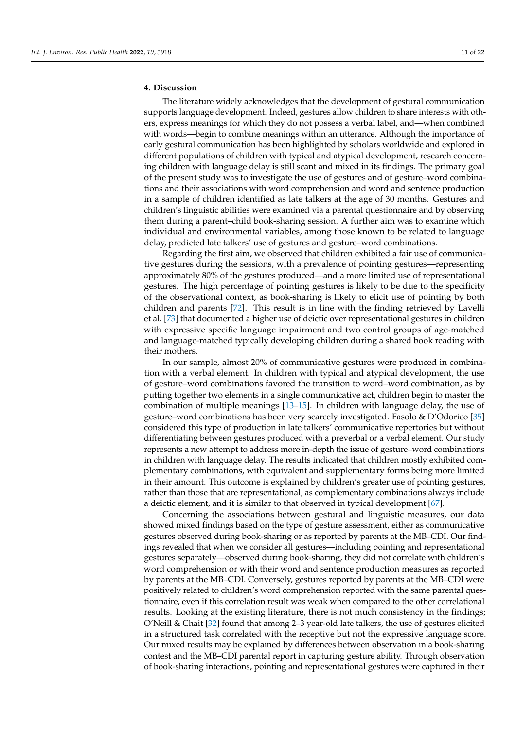## 4. Discussion

The literature widely acknowledges that the development of gestural communication supports language development. Indeed, gestures allow children to share interests with others, express meanings for which they do not possess a verbal label, and—when combined with words—begin to combine meanings within an utterance. Although the importance of early gestural communication has been highlighted by scholars worldwide and explored in different populations of children with typical and atypical development, research concerning children with language delay is still scant and mixed in its findings. The primary goal of the present study was to investigate the use of gestures and of gesture–word combinations and their associations with word comprehension and word and sentence production in a sample of children identified as late talkers at the age of 30 months. Gestures and children's linguistic abilities were examined via a parental questionnaire and by observing them during a parent–child book-sharing session. A further aim was to examine which individual and environmental variables, among those known to be related to language delay, predicted late talkers' use of gestures and gesture–word combinations.

Regarding the first aim, we observed that children exhibited a fair use of communicative gestures during the sessions, with a prevalence of pointing gestures—representing approximately 80% of the gestures produced—and a more limited use of representational gestures. The high percentage of pointing gestures is likely to be due to the specificity of the observational context, as book-sharing is likely to elicit use of pointing by both children and parents [72]. This result is in line with the finding retrieved by Lavelli et al. [73] that documented a higher use of deictic over representational gestures in children with expressive specific language impairment and two control groups of age-matched and language-matched typically developing children during a shared book reading with their mothers.

In our sample, almost 20% of communicative gestures were produced in combination with a verbal element. In children with typical and atypical development, the use of gesture–word combinations favored the transition to word–word combination, as by putting together two elements in a single communicative act, children begin to master the combination of multiple meanings [13–15]. In children with language delay, the use of gesture–word combinations has been very scarcely investigated. Fasolo & D'Odorico [35] considered this type of production in late talkers' communicative repertories but without differentiating between gestures produced with a preverbal or a verbal element. Our study represents a new attempt to address more in-depth the issue of gesture–word combinations in children with language delay. The results indicated that children mostly exhibited complementary combinations, with equivalent and supplementary forms being more limited in their amount. This outcome is explained by children's greater use of pointing gestures, rather than those that are representational, as complementary combinations always include a deictic element, and it is similar to that observed in typical development [67].

Concerning the associations between gestural and linguistic measures, our data showed mixed findings based on the type of gesture assessment, either as communicative gestures observed during book-sharing or as reported by parents at the MB–CDI. Our findings revealed that when we consider all gestures—including pointing and representational gestures separately—observed during book-sharing, they did not correlate with children's word comprehension or with their word and sentence production measures as reported by parents at the MB–CDI. Conversely, gestures reported by parents at the MB–CDI were positively related to children's word comprehension reported with the same parental questionnaire, even if this correlation result was weak when compared to the other correlational results. Looking at the existing literature, there is not much consistency in the findings; O'Neill & Chait [32] found that among 2–3 year-old late talkers, the use of gestures elicited in a structured task correlated with the receptive but not the expressive language score. Our mixed results may be explained by differences between observation in a book-sharing contest and the MB–CDI parental report in capturing gesture ability. Through observation of book-sharing interactions, pointing and representational gestures were captured in their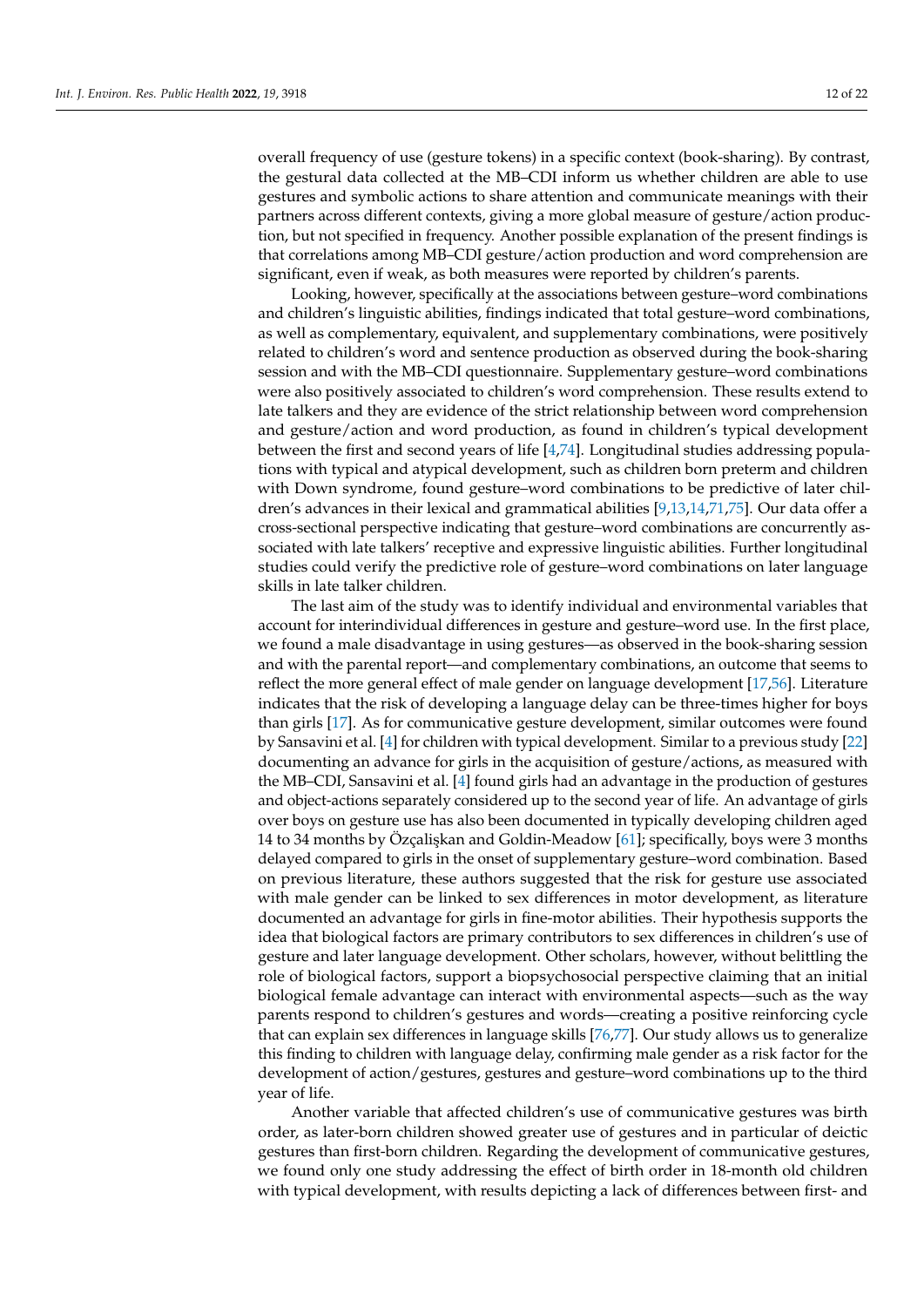overall frequency of use (gesture tokens) in a specific context (book-sharing). By contrast, the gestural data collected at the MB–CDI inform us whether children are able to use gestures and symbolic actions to share attention and communicate meanings with their partners across different contexts, giving a more global measure of gesture/action production, but not specified in frequency. Another possible explanation of the present findings is that correlations among MB–CDI gesture/action production and word comprehension are significant, even if weak, as both measures were reported by children's parents.

Looking, however, specifically at the associations between gesture–word combinations and children's linguistic abilities, findings indicated that total gesture–word combinations, as well as complementary, equivalent, and supplementary combinations, were positively related to children's word and sentence production as observed during the book-sharing session and with the MB–CDI questionnaire. Supplementary gesture–word combinations were also positively associated to children's word comprehension. These results extend to late talkers and they are evidence of the strict relationship between word comprehension and gesture/action and word production, as found in children's typical development between the first and second years of life [4,74]. Longitudinal studies addressing populations with typical and atypical development, such as children born preterm and children with Down syndrome, found gesture–word combinations to be predictive of later children's advances in their lexical and grammatical abilities [9,13,14,71,75]. Our data offer a cross-sectional perspective indicating that gesture–word combinations are concurrently associated with late talkers' receptive and expressive linguistic abilities. Further longitudinal studies could verify the predictive role of gesture–word combinations on later language skills in late talker children.

The last aim of the study was to identify individual and environmental variables that account for interindividual differences in gesture and gesture–word use. In the first place, we found a male disadvantage in using gestures—as observed in the book-sharing session and with the parental report—and complementary combinations, an outcome that seems to reflect the more general effect of male gender on language development [17,56]. Literature indicates that the risk of developing a language delay can be three-times higher for boys than girls [17]. As for communicative gesture development, similar outcomes were found by Sansavini et al. [4] for children with typical development. Similar to a previous study [22] documenting an advance for girls in the acquisition of gesture/actions, as measured with the MB–CDI, Sansavini et al. [4] found girls had an advantage in the production of gestures and object-actions separately considered up to the second year of life. An advantage of girls over boys on gesture use has also been documented in typically developing children aged 14 to 34 months by Özçalişkan and Goldin-Meadow [61]; specifically, boys were 3 months delayed compared to girls in the onset of supplementary gesture–word combination. Based on previous literature, these authors suggested that the risk for gesture use associated with male gender can be linked to sex differences in motor development, as literature documented an advantage for girls in fine-motor abilities. Their hypothesis supports the idea that biological factors are primary contributors to sex differences in children's use of gesture and later language development. Other scholars, however, without belittling the role of biological factors, support a biopsychosocial perspective claiming that an initial biological female advantage can interact with environmental aspects—such as the way parents respond to children's gestures and words—creating a positive reinforcing cycle that can explain sex differences in language skills [76,77]. Our study allows us to generalize this finding to children with language delay, confirming male gender as a risk factor for the development of action/gestures, gestures and gesture–word combinations up to the third year of life.

Another variable that affected children's use of communicative gestures was birth order, as later-born children showed greater use of gestures and in particular of deictic gestures than first-born children. Regarding the development of communicative gestures, we found only one study addressing the effect of birth order in 18-month old children with typical development, with results depicting a lack of differences between first- and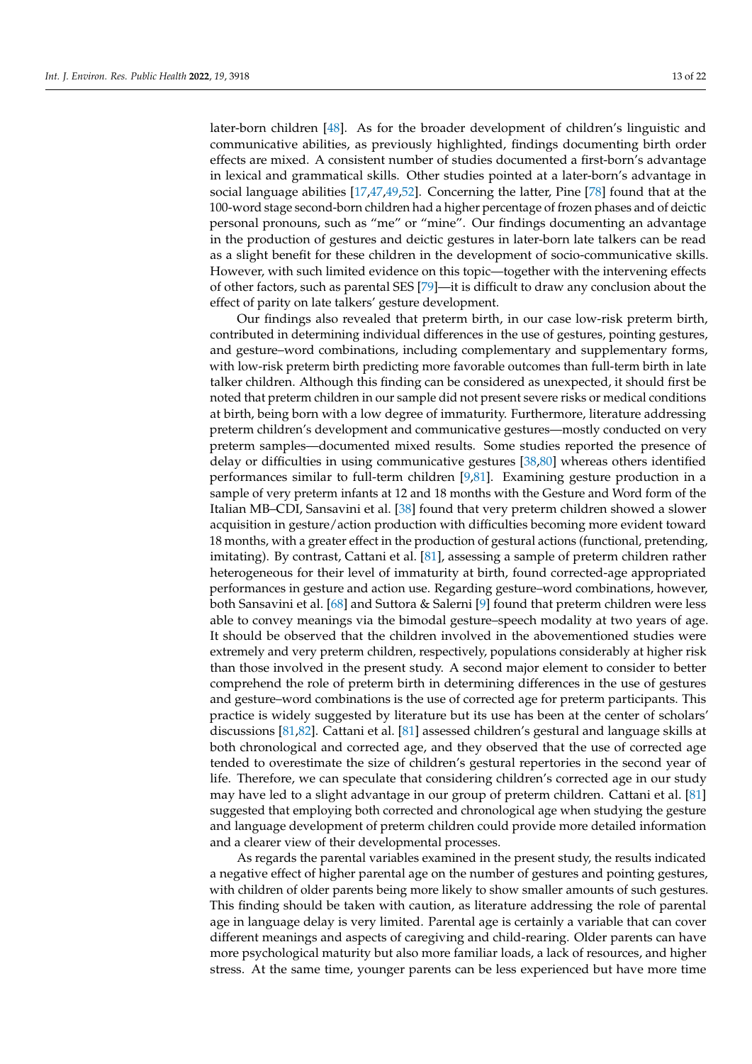later-born children [48]. As for the broader development of children's linguistic and communicative abilities, as previously highlighted, findings documenting birth order effects are mixed. A consistent number of studies documented a first-born's advantage in lexical and grammatical skills. Other studies pointed at a later-born's advantage in social language abilities [17,47,49,52]. Concerning the latter, Pine [78] found that at the 100-word stage second-born children had a higher percentage of frozen phases and of deictic personal pronouns, such as "me" or "mine". Our findings documenting an advantage in the production of gestures and deictic gestures in later-born late talkers can be read as a slight benefit for these children in the development of socio-communicative skills. However, with such limited evidence on this topic—together with the intervening effects of other factors, such as parental SES [79]—it is difficult to draw any conclusion about the effect of parity on late talkers' gesture development.

Our findings also revealed that preterm birth, in our case low-risk preterm birth, contributed in determining individual differences in the use of gestures, pointing gestures, and gesture–word combinations, including complementary and supplementary forms, with low-risk preterm birth predicting more favorable outcomes than full-term birth in late talker children. Although this finding can be considered as unexpected, it should first be noted that preterm children in our sample did not present severe risks or medical conditions at birth, being born with a low degree of immaturity. Furthermore, literature addressing preterm children's development and communicative gestures—mostly conducted on very preterm samples—documented mixed results. Some studies reported the presence of delay or difficulties in using communicative gestures [38,80] whereas others identified performances similar to full-term children [9,81]. Examining gesture production in a sample of very preterm infants at 12 and 18 months with the Gesture and Word form of the Italian MB–CDI, Sansavini et al. [38] found that very preterm children showed a slower acquisition in gesture/action production with difficulties becoming more evident toward 18 months, with a greater effect in the production of gestural actions (functional, pretending, imitating). By contrast, Cattani et al. [81], assessing a sample of preterm children rather heterogeneous for their level of immaturity at birth, found corrected-age appropriated performances in gesture and action use. Regarding gesture–word combinations, however, both Sansavini et al. [68] and Suttora & Salerni [9] found that preterm children were less able to convey meanings via the bimodal gesture–speech modality at two years of age. It should be observed that the children involved in the abovementioned studies were extremely and very preterm children, respectively, populations considerably at higher risk than those involved in the present study. A second major element to consider to better comprehend the role of preterm birth in determining differences in the use of gestures and gesture–word combinations is the use of corrected age for preterm participants. This practice is widely suggested by literature but its use has been at the center of scholars' discussions [81,82]. Cattani et al. [81] assessed children's gestural and language skills at both chronological and corrected age, and they observed that the use of corrected age tended to overestimate the size of children's gestural repertories in the second year of life. Therefore, we can speculate that considering children's corrected age in our study may have led to a slight advantage in our group of preterm children. Cattani et al. [81] suggested that employing both corrected and chronological age when studying the gesture and language development of preterm children could provide more detailed information and a clearer view of their developmental processes.

As regards the parental variables examined in the present study, the results indicated a negative effect of higher parental age on the number of gestures and pointing gestures, with children of older parents being more likely to show smaller amounts of such gestures. This finding should be taken with caution, as literature addressing the role of parental age in language delay is very limited. Parental age is certainly a variable that can cover different meanings and aspects of caregiving and child-rearing. Older parents can have more psychological maturity but also more familiar loads, a lack of resources, and higher stress. At the same time, younger parents can be less experienced but have more time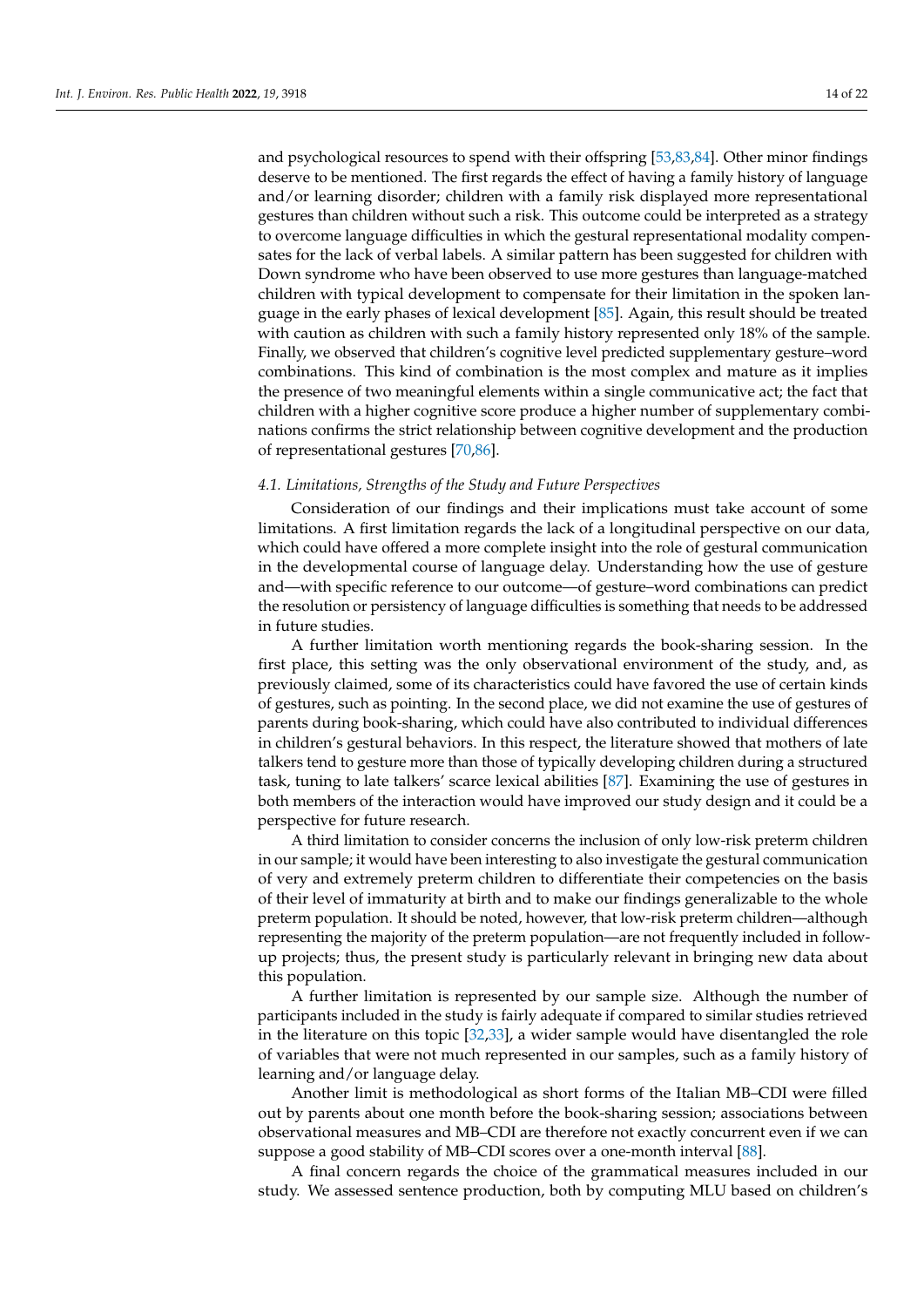and psychological resources to spend with their offspring [53,83,84]. Other minor findings deserve to be mentioned. The first regards the effect of having a family history of language and/or learning disorder; children with a family risk displayed more representational gestures than children without such a risk. This outcome could be interpreted as a strategy to overcome language difficulties in which the gestural representational modality compensates for the lack of verbal labels. A similar pattern has been suggested for children with Down syndrome who have been observed to use more gestures than language-matched children with typical development to compensate for their limitation in the spoken language in the early phases of lexical development [85]. Again, this result should be treated with caution as children with such a family history represented only 18% of the sample. Finally, we observed that children's cognitive level predicted supplementary gesture–word combinations. This kind of combination is the most complex and mature as it implies the presence of two meaningful elements within a single communicative act; the fact that children with a higher cognitive score produce a higher number of supplementary combinations confirms the strict relationship between cognitive development and the production of representational gestures [70,86].

### *4.1. Limitations, Strengths of the Study and Future Perspectives*

Consideration of our findings and their implications must take account of some limitations. A first limitation regards the lack of a longitudinal perspective on our data, which could have offered a more complete insight into the role of gestural communication in the developmental course of language delay. Understanding how the use of gesture and—with specific reference to our outcome—of gesture–word combinations can predict the resolution or persistency of language difficulties is something that needs to be addressed in future studies.

A further limitation worth mentioning regards the book-sharing session. In the first place, this setting was the only observational environment of the study, and, as previously claimed, some of its characteristics could have favored the use of certain kinds of gestures, such as pointing. In the second place, we did not examine the use of gestures of parents during book-sharing, which could have also contributed to individual differences in children's gestural behaviors. In this respect, the literature showed that mothers of late talkers tend to gesture more than those of typically developing children during a structured task, tuning to late talkers' scarce lexical abilities [87]. Examining the use of gestures in both members of the interaction would have improved our study design and it could be a perspective for future research.

A third limitation to consider concerns the inclusion of only low-risk preterm children in our sample; it would have been interesting to also investigate the gestural communication of very and extremely preterm children to differentiate their competencies on the basis of their level of immaturity at birth and to make our findings generalizable to the whole preterm population. It should be noted, however, that low-risk preterm children—although representing the majority of the preterm population—are not frequently included in follow-up projects; thus, the present study is particularly relevant in bringing new data about this population.

A further limitation is represented by our sample size. Although the number of participants included in the study is fairly adequate if compared to similar studies retrieved in the literature on this topic [32,33], a wider sample would have disentangled the role of variables that were not much represented in our samples, such as a family history of learning and/or language delay.

Another limit is methodological as short forms of the Italian MB–CDI were filled out by parents about one month before the book-sharing session; associations between observational measures and MB–CDI are therefore not exactly concurrent even if we can suppose a good stability of MB–CDI scores over a one-month interval [88].

A final concern regards the choice of the grammatical measures included in our study. We assessed sentence production, both by computing MLU based on children's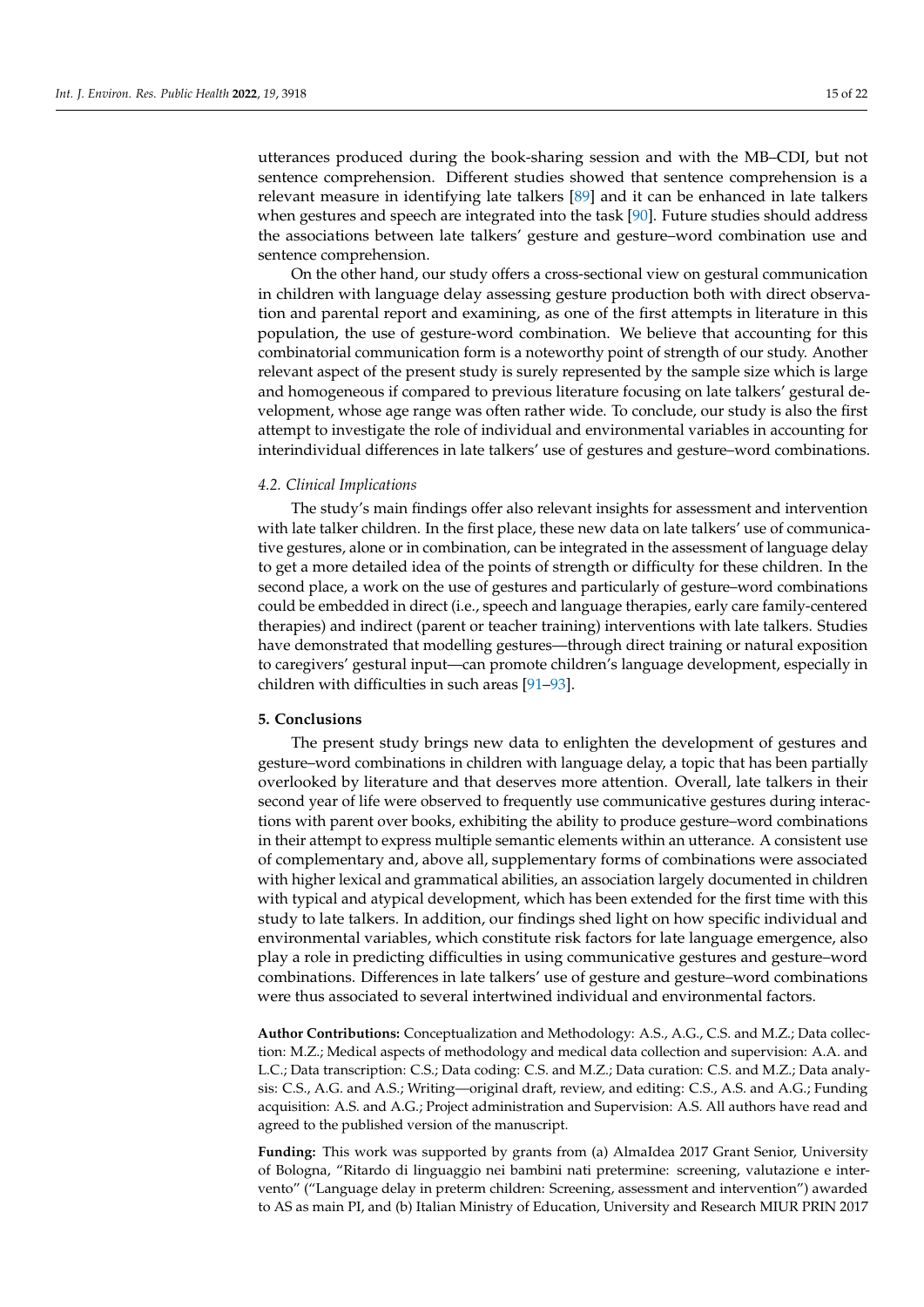utterances produced during the book-sharing session and with the MB–CDI, but not sentence comprehension. Different studies showed that sentence comprehension is a relevant measure in identifying late talkers [89] and it can be enhanced in late talkers when gestures and speech are integrated into the task [90]. Future studies should address the associations between late talkers' gesture and gesture–word combination use and sentence comprehension.

On the other hand, our study offers a cross-sectional view on gestural communication in children with language delay assessing gesture production both with direct observation and parental report and examining, as one of the first attempts in literature in this population, the use of gesture-word combination. We believe that accounting for this combinatorial communication form is a noteworthy point of strength of our study. Another relevant aspect of the present study is surely represented by the sample size which is large and homogeneous if compared to previous literature focusing on late talkers' gestural development, whose age range was often rather wide. To conclude, our study is also the first attempt to investigate the role of individual and environmental variables in accounting for interindividual differences in late talkers' use of gestures and gesture–word combinations.

### 4.2. Clinical Implications

The study's main findings offer also relevant insights for assessment and intervention with late talker children. In the first place, these new data on late talkers' use of communicative gestures, alone or in combination, can be integrated in the assessment of language delay to get a more detailed idea of the points of strength or difficulty for these children. In the second place, a work on the use of gestures and particularly of gesture–word combinations could be embedded in direct (i.e., speech and language therapies, early care family-centered therapies) and indirect (parent or teacher training) interventions with late talkers. Studies have demonstrated that modelling gestures—through direct training or natural exposition to caregivers' gestural input—can promote children's language development, especially in children with difficulties in such areas [91–93].

## 5. Conclusions

The present study brings new data to enlighten the development of gestures and gesture–word combinations in children with language delay, a topic that has been partially overlooked by literature and that deserves more attention. Overall, late talkers in their second year of life were observed to frequently use communicative gestures during interactions with parent over books, exhibiting the ability to produce gesture–word combinations in their attempt to express multiple semantic elements within an utterance. A consistent use of complementary and, above all, supplementary forms of combinations were associated with higher lexical and grammatical abilities, an association largely documented in children with typical and atypical development, which has been extended for the first time with this study to late talkers. In addition, our findings shed light on how specific individual and environmental variables, which constitute risk factors for late language emergence, also play a role in predicting difficulties in using communicative gestures and gesture–word combinations. Differences in late talkers' use of gesture and gesture–word combinations were thus associated to several intertwined individual and environmental factors.

**Author Contributions:** Conceptualization and Methodology: A.S., A.G., C.S. and M.Z.; Data collection: M.Z.; Medical aspects of methodology and medical data collection and supervision: A.A. and L.C.; Data transcription: C.S.; Data coding: C.S. and M.Z.; Data curation: C.S. and M.Z.; Data analysis: C.S., A.G. and A.S.; Writing—original draft, review, and editing: C.S., A.S. and A.G.; Funding acquisition: A.S. and A.G.; Project administration and Supervision: A.S. All authors have read and agreed to the published version of the manuscript.

**Funding:** This work was supported by grants from (a) AlmaIdea 2017 Grant Senior, University of Bologna, "Ritardo di linguaggio nei bambini nati pretermine: screening, valutazione e intervento" ("Language delay in preterm children: Screening, assessment and intervention") awarded to AS as main PI, and (b) Italian Ministry of Education, University and Research MIUR PRIN 2017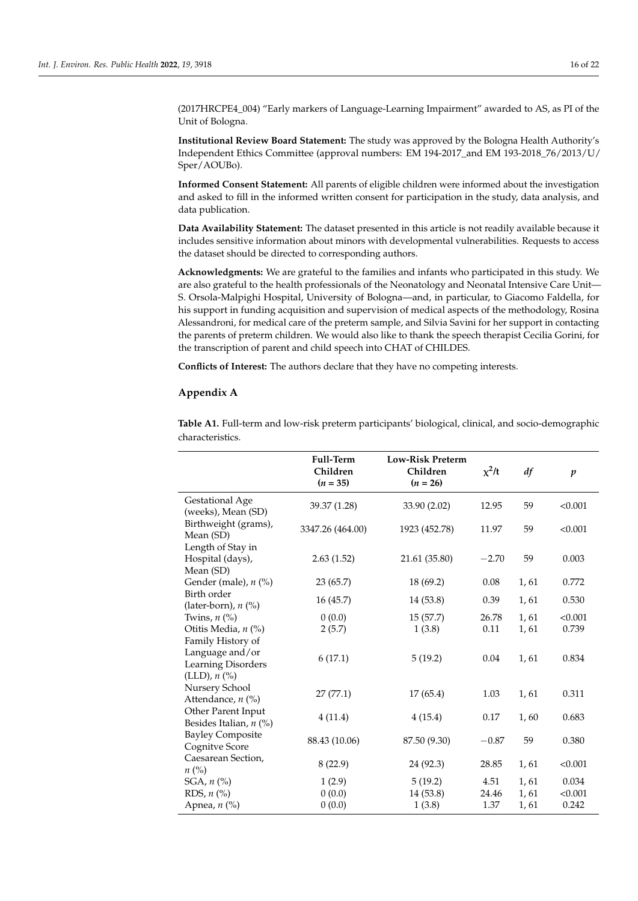(2017HRCPE4_004) "Early markers of Language-Learning Impairment" awarded to AS, as PI of the Unit of Bologna.

**Institutional Review Board Statement:** The study was approved by the Bologna Health Authority's Independent Ethics Committee (approval numbers: EM 194-2017_and EM 193-2018_76/2013/U/Sper/AOUBo).

**Informed Consent Statement:** All parents of eligible children were informed about the investigation and asked to fill in the informed written consent for participation in the study, data analysis, and data publication.

**Data Availability Statement:** The dataset presented in this article is not readily available because it includes sensitive information about minors with developmental vulnerabilities. Requests to access the dataset should be directed to corresponding authors.

**Acknowledgments:** We are grateful to the families and infants who participated in this study. We are also grateful to the health professionals of the Neonatology and Neonatal Intensive Care Unit—S. Orsola-Malpighi Hospital, University of Bologna—and, in particular, to Giacomo Faldella, for his support in funding acquisition and supervision of medical aspects of the methodology, Rosina Alessandroni, for medical care of the preterm sample, and Silvia Savini for her support in contacting the parents of preterm children. We would also like to thank the speech therapist Cecilia Gorini, for the transcription of parent and child speech into CHAT of CHILDES.

**Conflicts of Interest:** The authors declare that they have no competing interests.

## Appendix A

**Table A1.** Full-term and low-risk preterm participants' biological, clinical, and socio-demographic characteristics.

| | Full-Term Children ($n$ = 35) | Low-Risk Preterm Children ($n$ = 26) | $\chi^2$/t | *df* | *p* |
|---|---|---|---|---|---|
| Gestational Age (weeks), Mean (SD) | 39.37 (1.28) | 33.90 (2.02) | 12.95 | 59 | <0.001 |
| Birthweight (grams), Mean (SD) | 3347.26 (464.00) | 1923 (452.78) | 11.97 | 59 | <0.001 |
| Length of Stay in Hospital (days), Mean (SD) | 2.63 (1.52) | 21.61 (35.80) | −2.70 | 59 | 0.003 |
| Gender (male), $n$ (%) | 23 (65.7) | 18 (69.2) | 0.08 | 1, 61 | 0.772 |
| Birth order (later-born), $n$ (%) | 16 (45.7) | 14 (53.8) | 0.39 | 1, 61 | 0.530 |
| Twins, $n$ (%) | 0 (0.0) | 15 (57.7) | 26.78 | 1, 61 | <0.001 |
| Otitis Media, $n$ (%) | 2 (5.7) | 1 (3.8) | 0.11 | 1, 61 | 0.739 |
| Family History of Language and/or Learning Disorders (LLD), $n$ (%) | 6 (17.1) | 5 (19.2) | 0.04 | 1, 61 | 0.834 |
| Nursery School Attendance, $n$ (%) | 27 (77.1) | 17 (65.4) | 1.03 | 1, 61 | 0.311 |
| Other Parent Input Besides Italian, $n$ (%) | 4 (11.4) | 4 (15.4) | 0.17 | 1, 60 | 0.683 |
| Bayley Composite Cognitve Score | 88.43 (10.06) | 87.50 (9.30) | −0.87 | 59 | 0.380 |
| Caesarean Section, $n$ (%) | 8 (22.9) | 24 (92.3) | 28.85 | 1, 61 | <0.001 |
| SGA, $n$ (%) | 1 (2.9) | 5 (19.2) | 4.51 | 1, 61 | 0.034 |
| RDS, $n$ (%) | 0 (0.0) | 14 (53.8) | 24.46 | 1, 61 | <0.001 |
| Apnea, $n$ (%) | 0 (0.0) | 1 (3.8) | 1.37 | 1, 61 | 0.242 |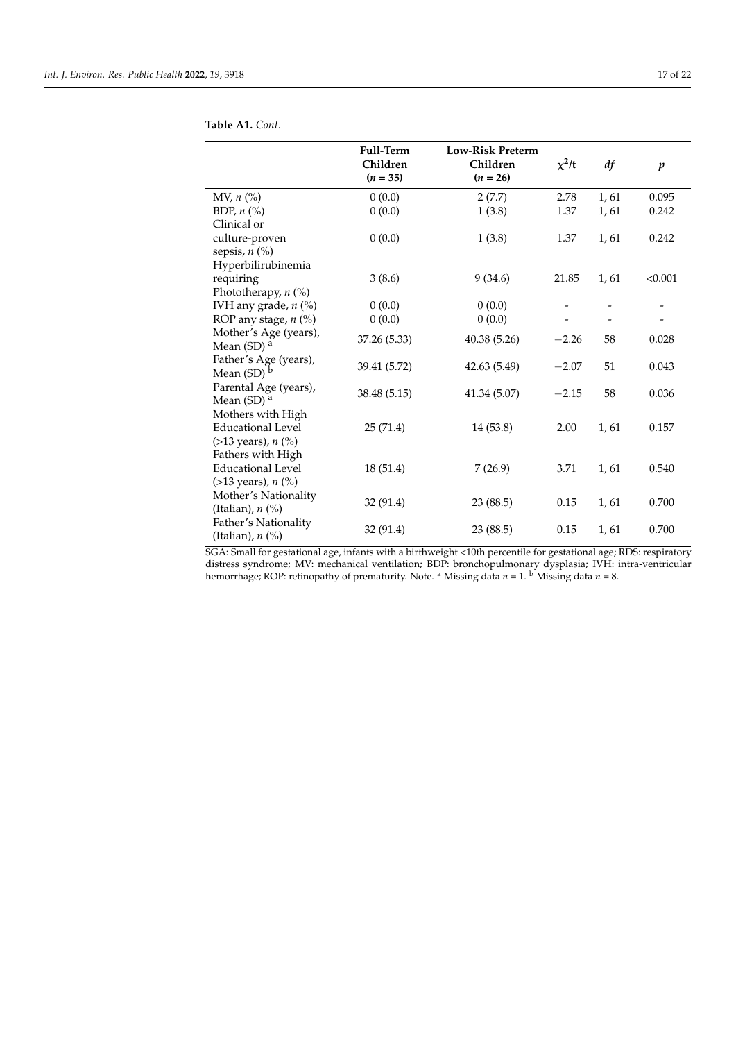**Table A1.** *Cont.*

| | Full-Term Children ($n$ = 35) | Low-Risk Preterm Children ($n$ = 26) | $\chi^2$/t | *df* | *p* |
|---|---|---|---|---|---|
| MV, *n* (%) | 0 (0.0) | 2 (7.7) | 2.78 | 1, 61 | 0.095 |
| BDP, *n* (%) | 0 (0.0) | 1 (3.8) | 1.37 | 1, 61 | 0.242 |
| Clinical or culture-proven sepsis, *n* (%) | 0 (0.0) | 1 (3.8) | 1.37 | 1, 61 | 0.242 |
| Hyperbilirubinemia requiring Phototherapy, *n* (%) | 3 (8.6) | 9 (34.6) | 21.85 | 1, 61 | <0.001 |
| IVH any grade, *n* (%) | 0 (0.0) | 0 (0.0) | - | - | - |
| ROP any stage, *n* (%) | 0 (0.0) | 0 (0.0) | - | - | - |
| Mother's Age (years), Mean (SD) [a] | 37.26 (5.33) | 40.38 (5.26) | −2.26 | 58 | 0.028 |
| Father's Age (years), Mean (SD) [b] | 39.41 (5.72) | 42.63 (5.49) | −2.07 | 51 | 0.043 |
| Parental Age (years), Mean (SD) [a] | 38.48 (5.15) | 41.34 (5.07) | −2.15 | 58 | 0.036 |
| Mothers with High Educational Level (>13 years), *n* (%) | 25 (71.4) | 14 (53.8) | 2.00 | 1, 61 | 0.157 |
| Fathers with High Educational Level (>13 years), *n* (%) | 18 (51.4) | 7 (26.9) | 3.71 | 1, 61 | 0.540 |
| Mother's Nationality (Italian), *n* (%) | 32 (91.4) | 23 (88.5) | 0.15 | 1, 61 | 0.700 |
| Father's Nationality (Italian), *n* (%) | 32 (91.4) | 23 (88.5) | 0.15 | 1, 61 | 0.700 |

SGA: Small for gestational age, infants with a birthweight <10th percentile for gestational age; RDS: respiratory distress syndrome; MV: mechanical ventilation; BDP: bronchopulmonary dysplasia; IVH: intra-ventricular hemorrhage; ROP: retinopathy of prematurity. Note. [a] Missing data $n$ = 1. [b] Missing data $n$ = 8.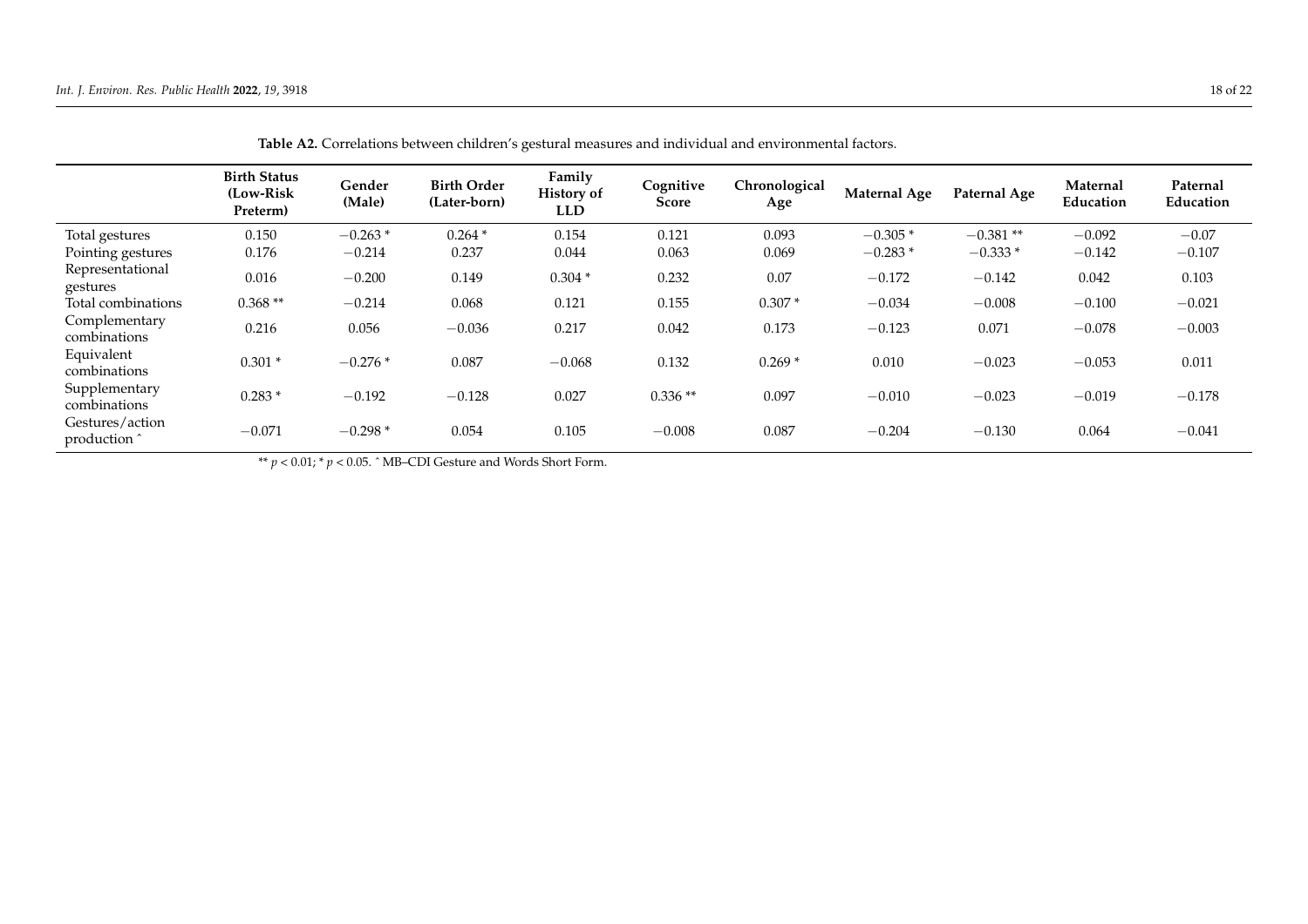**Table A2.** Correlations between children's gestural measures and individual and environmental factors.

| | Birth Status (Low-Risk Preterm) | Gender (Male) | Birth Order (Later-born) | Family History of LLD | Cognitive Score | Chronological Age | Maternal Age | Paternal Age | Maternal Education | Paternal Education |
|---|---|---|---|---|---|---|---|---|---|---|
| Total gestures | 0.150 | −0.263 * | 0.264 * | 0.154 | 0.121 | 0.093 | −0.305 * | −0.381 ** | −0.092 | −0.07 |
| Pointing gestures | 0.176 | −0.214 | 0.237 | 0.044 | 0.063 | 0.069 | −0.283 * | −0.333 * | −0.142 | −0.107 |
| Representational gestures | 0.016 | −0.200 | 0.149 | 0.304 * | 0.232 | 0.07 | −0.172 | −0.142 | 0.042 | 0.103 |
| Total combinations | 0.368 ** | −0.214 | 0.068 | 0.121 | 0.155 | 0.307 * | −0.034 | −0.008 | −0.100 | −0.021 |
| Complementary combinations | 0.216 | 0.056 | −0.036 | 0.217 | 0.042 | 0.173 | −0.123 | 0.071 | −0.078 | −0.003 |
| Equivalent combinations | 0.301 * | −0.276 * | 0.087 | −0.068 | 0.132 | 0.269 * | 0.010 | −0.023 | −0.053 | 0.011 |
| Supplementary combinations | 0.283 * | −0.192 | −0.128 | 0.027 | 0.336 ** | 0.097 | −0.010 | −0.023 | −0.019 | −0.178 |
| Gestures/action production ^ | −0.071 | −0.298 * | 0.054 | 0.105 | −0.008 | 0.087 | −0.204 | −0.130 | 0.064 | −0.041 |

** $p < 0.01$; * $p < 0.05$. ^ MB–CDI Gesture and Words Short Form.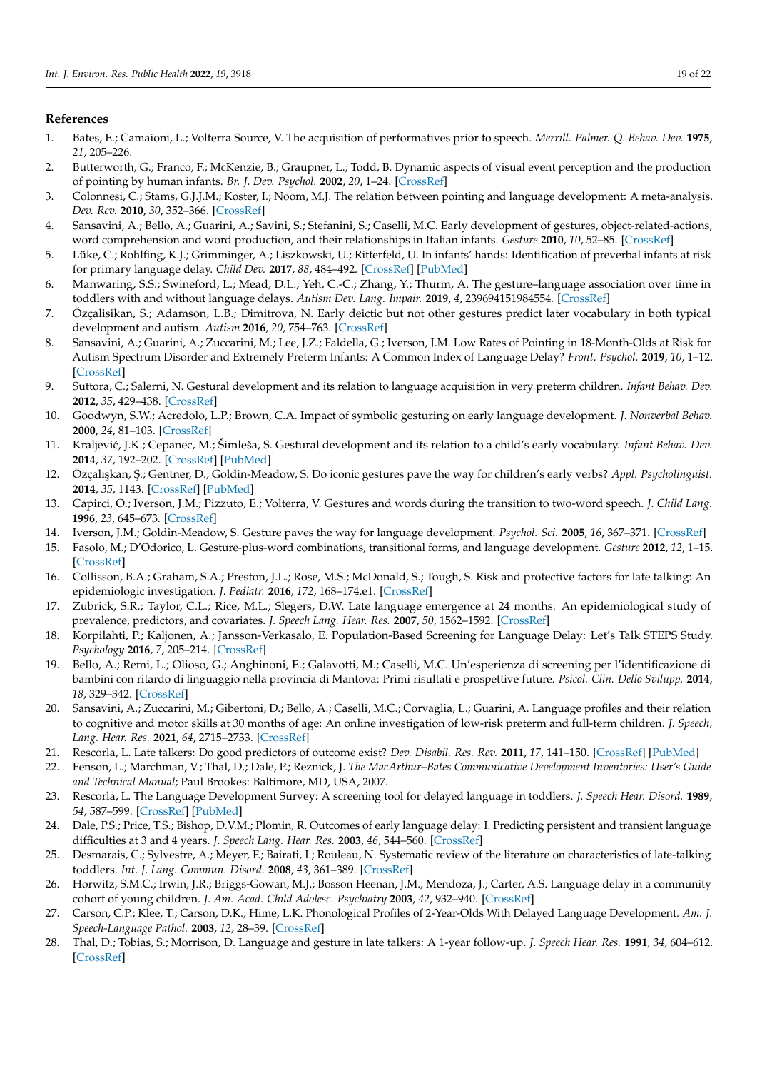## References

1. Bates, E.; Camaioni, L.; Volterra Source, V. The acquisition of performatives prior to speech. *Merrill. Palmer. Q. Behav. Dev.* **1975**, *21*, 205–226.
2. Butterworth, G.; Franco, F.; McKenzie, B.; Graupner, L.; Todd, B. Dynamic aspects of visual event perception and the production of pointing by human infants. *Br. J. Dev. Psychol.* **2002**, *20*, 1–24. [CrossRef]
3. Colonnesi, C.; Stams, G.J.J.M.; Koster, I.; Noom, M.J. The relation between pointing and language development: A meta-analysis. *Dev. Rev.* **2010**, *30*, 352–366. [CrossRef]
4. Sansavini, A.; Bello, A.; Guarini, A.; Savini, S.; Stefanini, S.; Caselli, M.C. Early development of gestures, object-related-actions, word comprehension and word production, and their relationships in Italian infants. *Gesture* **2010**, *10*, 52–85. [CrossRef]
5. Lüke, C.; Rohlfing, K.J.; Grimminger, A.; Liszkowski, U.; Ritterfeld, U. In infants' hands: Identification of preverbal infants at risk for primary language delay. *Child Dev.* **2017**, *88*, 484–492. [CrossRef] [PubMed]
6. Manwaring, S.S.; Swineford, L.; Mead, D.L.; Yeh, C.-C.; Zhang, Y.; Thurm, A. The gesture–language association over time in toddlers with and without language delays. *Autism Dev. Lang. Impair.* **2019**, *4*, 239694151984554. [CrossRef]
7. Özçalisikan, S.; Adamson, L.B.; Dimitrova, N. Early deictic but not other gestures predict later vocabulary in both typical development and autism. *Autism* **2016**, *20*, 754–763. [CrossRef]
8. Sansavini, A.; Guarini, A.; Zuccarini, M.; Lee, J.Z.; Faldella, G.; Iverson, J.M. Low Rates of Pointing in 18-Month-Olds at Risk for Autism Spectrum Disorder and Extremely Preterm Infants: A Common Index of Language Delay? *Front. Psychol.* **2019**, *10*, 1–12. [CrossRef]
9. Suttora, C.; Salerni, N. Gestural development and its relation to language acquisition in very preterm children. *Infant Behav. Dev.* **2012**, *35*, 429–438. [CrossRef]
10. Goodwyn, S.W.; Acredolo, L.P.; Brown, C.A. Impact of symbolic gesturing on early language development. *J. Nonverbal Behav.* **2000**, *24*, 81–103. [CrossRef]
11. Kraljević, J.K.; Cepanec, M.; Šimleša, S. Gestural development and its relation to a child's early vocabulary. *Infant Behav. Dev.* **2014**, *37*, 192–202. [CrossRef] [PubMed]
12. Özçalışkan, Ş.; Gentner, D.; Goldin-Meadow, S. Do iconic gestures pave the way for children's early verbs? *Appl. Psycholinguist.* **2014**, *35*, 1143. [CrossRef] [PubMed]
13. Capirci, O.; Iverson, J.M.; Pizzuto, E.; Volterra, V. Gestures and words during the transition to two-word speech. *J. Child Lang.* **1996**, *23*, 645–673. [CrossRef]
14. Iverson, J.M.; Goldin-Meadow, S. Gesture paves the way for language development. *Psychol. Sci.* **2005**, *16*, 367–371. [CrossRef]
15. Fasolo, M.; D'Odorico, L. Gesture-plus-word combinations, transitional forms, and language development. *Gesture* **2012**, *12*, 1–15. [CrossRef]
16. Collisson, B.A.; Graham, S.A.; Preston, J.L.; Rose, M.S.; McDonald, S.; Tough, S. Risk and protective factors for late talking: An epidemiologic investigation. *J. Pediatr.* **2016**, *172*, 168–174.e1. [CrossRef]
17. Zubrick, S.R.; Taylor, C.L.; Rice, M.L.; Slegers, D.W. Late language emergence at 24 months: An epidemiological study of prevalence, predictors, and covariates. *J. Speech Lang. Hear. Res.* **2007**, *50*, 1562–1592. [CrossRef]
18. Korpilahti, P.; Kaljonen, A.; Jansson-Verkasalo, E. Population-Based Screening for Language Delay: Let's Talk STEPS Study. *Psychology* **2016**, *7*, 205–214. [CrossRef]
19. Bello, A.; Remi, L.; Olioso, G.; Anghinoni, E.; Galavotti, M.; Caselli, M.C. Un'esperienza di screening per l'identificazione di bambini con ritardo di linguaggio nella provincia di Mantova: Primi risultati e prospettive future. *Psicol. Clin. Dello Svilupp.* **2014**, *18*, 329–342. [CrossRef]
20. Sansavini, A.; Zuccarini, M.; Gibertoni, D.; Bello, A.; Caselli, M.C.; Corvaglia, L.; Guarini, A. Language profiles and their relation to cognitive and motor skills at 30 months of age: An online investigation of low-risk preterm and full-term children. *J. Speech, Lang. Hear. Res.* **2021**, *64*, 2715–2733. [CrossRef]
21. Rescorla, L. Late talkers: Do good predictors of outcome exist? *Dev. Disabil. Res. Rev.* **2011**, *17*, 141–150. [CrossRef] [PubMed]
22. Fenson, L.; Marchman, V.; Thal, D.; Dale, P.; Reznick, J. *The MacArthur–Bates Communicative Development Inventories: User's Guide and Technical Manual*; Paul Brookes: Baltimore, MD, USA, 2007.
23. Rescorla, L. The Language Development Survey: A screening tool for delayed language in toddlers. *J. Speech Hear. Disord.* **1989**, *54*, 587–599. [CrossRef] [PubMed]
24. Dale, P.S.; Price, T.S.; Bishop, D.V.M.; Plomin, R. Outcomes of early language delay: I. Predicting persistent and transient language difficulties at 3 and 4 years. *J. Speech Lang. Hear. Res.* **2003**, *46*, 544–560. [CrossRef]
25. Desmarais, C.; Sylvestre, A.; Meyer, F.; Bairati, I.; Rouleau, N. Systematic review of the literature on characteristics of late-talking toddlers. *Int. J. Lang. Commun. Disord.* **2008**, *43*, 361–389. [CrossRef]
26. Horwitz, S.M.C.; Irwin, J.R.; Briggs-Gowan, M.J.; Bosson Heenan, J.M.; Mendoza, J.; Carter, A.S. Language delay in a community cohort of young children. *J. Am. Acad. Child Adolesc. Psychiatry* **2003**, *42*, 932–940. [CrossRef]
27. Carson, C.P.; Klee, T.; Carson, D.K.; Hime, L.K. Phonological Profiles of 2-Year-Olds With Delayed Language Development. *Am. J. Speech-Language Pathol.* **2003**, *12*, 28–39. [CrossRef]
28. Thal, D.; Tobias, S.; Morrison, D. Language and gesture in late talkers: A 1-year follow-up. *J. Speech Hear. Res.* **1991**, *34*, 604–612. [CrossRef]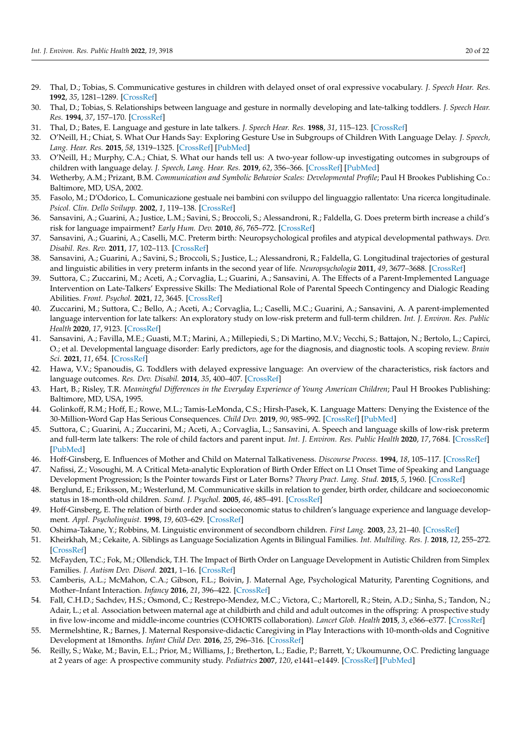29. Thal, D.; Tobias, S. Communicative gestures in children with delayed onset of oral expressive vocabulary. *J. Speech Hear. Res.* **1992**, *35*, 1281–1289. [CrossRef]
30. Thal, D.; Tobias, S. Relationships between language and gesture in normally developing and late-talking toddlers. *J. Speech Hear. Res.* **1994**, *37*, 157–170. [CrossRef]
31. Thal, D.; Bates, E. Language and gesture in late talkers. *J. Speech Hear. Res.* **1988**, *31*, 115–123. [CrossRef]
32. O'Neill, H.; Chiat, S. What Our Hands Say: Exploring Gesture Use in Subgroups of Children With Language Delay. *J. Speech, Lang. Hear. Res.* **2015**, *58*, 1319–1325. [CrossRef] [PubMed]
33. O'Neill, H.; Murphy, C.A.; Chiat, S. What our hands tell us: A two-year follow-up investigating outcomes in subgroups of children with language delay. *J. Speech, Lang. Hear. Res.* **2019**, *62*, 356–366. [CrossRef] [PubMed]
34. Wetherby, A.M.; Prizant, B.M. *Communication and Symbolic Behavior Scales: Developmental Profile*; Paul H Brookes Publishing Co.: Baltimore, MD, USA, 2002.
35. Fasolo, M.; D'Odorico, L. Comunicazione gestuale nei bambini con sviluppo del linguaggio rallentato: Una ricerca longitudinale. *Psicol. Clin. Dello Svilupp.* **2002**, *1*, 119–138. [CrossRef]
36. Sansavini, A.; Guarini, A.; Justice, L.M.; Savini, S.; Broccoli, S.; Alessandroni, R.; Faldella, G. Does preterm birth increase a child's risk for language impairment? *Early Hum. Dev.* **2010**, *86*, 765–772. [CrossRef]
37. Sansavini, A.; Guarini, A.; Caselli, M.C. Preterm birth: Neuropsychological profiles and atypical developmental pathways. *Dev. Disabil. Res. Rev.* **2011**, *17*, 102–113. [CrossRef]
38. Sansavini, A.; Guarini, A.; Savini, S.; Broccoli, S.; Justice, L.; Alessandroni, R.; Faldella, G. Longitudinal trajectories of gestural and linguistic abilities in very preterm infants in the second year of life. *Neuropsychologia* **2011**, *49*, 3677–3688. [CrossRef]
39. Suttora, C.; Zuccarini, M.; Aceti, A.; Corvaglia, L.; Guarini, A.; Sansavini, A. The Effects of a Parent-Implemented Language Intervention on Late-Talkers' Expressive Skills: The Mediational Role of Parental Speech Contingency and Dialogic Reading Abilities. *Front. Psychol.* **2021**, *12*, 3645. [CrossRef]
40. Zuccarini, M.; Suttora, C.; Bello, A.; Aceti, A.; Corvaglia, L.; Caselli, M.C.; Guarini, A.; Sansavini, A. A parent-implemented language intervention for late talkers: An exploratory study on low-risk preterm and full-term children. *Int. J. Environ. Res. Public Health* **2020**, *17*, 9123. [CrossRef]
41. Sansavini, A.; Favilla, M.E.; Guasti, M.T.; Marini, A.; Millepiedi, S.; Di Martino, M.V.; Vecchi, S.; Battajon, N.; Bertolo, L.; Capirci, O.; et al. Developmental language disorder: Early predictors, age for the diagnosis, and diagnostic tools. A scoping review. *Brain Sci.* **2021**, *11*, 654. [CrossRef]
42. Hawa, V.V.; Spanoudis, G. Toddlers with delayed expressive language: An overview of the characteristics, risk factors and language outcomes. *Res. Dev. Disabil.* **2014**, *35*, 400–407. [CrossRef]
43. Hart, B.; Risley, T.R. *Meaningful Differences in the Everyday Experience of Young American Children*; Paul H Brookes Publishing: Baltimore, MD, USA, 1995.
44. Golinkoff, R.M.; Hoff, E.; Rowe, M.L.; Tamis-LeMonda, C.S.; Hirsh-Pasek, K. Language Matters: Denying the Existence of the 30-Million-Word Gap Has Serious Consequences. *Child Dev.* **2019**, *90*, 985–992. [CrossRef] [PubMed]
45. Suttora, C.; Guarini, A.; Zuccarini, M.; Aceti, A.; Corvaglia, L.; Sansavini, A. Speech and language skills of low-risk preterm and full-term late talkers: The role of child factors and parent input. *Int. J. Environ. Res. Public Health* **2020**, *17*, 7684. [CrossRef] [PubMed]
46. Hoff-Ginsberg, E. Influences of Mother and Child on Maternal Talkativeness. *Discourse Process.* **1994**, *18*, 105–117. [CrossRef]
47. Nafissi, Z.; Vosoughi, M. A Critical Meta-analytic Exploration of Birth Order Effect on L1 Onset Time of Speaking and Language Development Progression; Is the Pointer towards First or Later Borns? *Theory Pract. Lang. Stud.* **2015**, *5*, 1960. [CrossRef]
48. Berglund, E.; Eriksson, M.; Westerlund, M. Communicative skills in relation to gender, birth order, childcare and socioeconomic status in 18-month-old children. *Scand. J. Psychol.* **2005**, *46*, 485–491. [CrossRef]
49. Hoff-Ginsberg, E. The relation of birth order and socioeconomic status to children's language experience and language development. *Appl. Psycholinguist.* **1998**, *19*, 603–629. [CrossRef]
50. Oshima-Takane, Y.; Robbins, M. Linguistic environment of secondborn children. *First Lang.* **2003**, *23*, 21–40. [CrossRef]
51. Kheirkhah, M.; Cekaite, A. Siblings as Language Socialization Agents in Bilingual Families. *Int. Multiling. Res. J.* **2018**, *12*, 255–272. [CrossRef]
52. McFayden, T.C.; Fok, M.; Ollendick, T.H. The Impact of Birth Order on Language Development in Autistic Children from Simplex Families. *J. Autism Dev. Disord.* **2021**, 1–16. [CrossRef]
53. Camberis, A.L.; McMahon, C.A.; Gibson, F.L.; Boivin, J. Maternal Age, Psychological Maturity, Parenting Cognitions, and Mother–Infant Interaction. *Infancy* **2016**, *21*, 396–422. [CrossRef]
54. Fall, C.H.D.; Sachdev, H.S.; Osmond, C.; Restrepo-Mendez, M.C.; Victora, C.; Martorell, R.; Stein, A.D.; Sinha, S.; Tandon, N.; Adair, L.; et al. Association between maternal age at childbirth and child and adult outcomes in the offspring: A prospective study in five low-income and middle-income countries (COHORTS collaboration). *Lancet Glob. Health* **2015**, *3*, e366–e377. [CrossRef]
55. Mermelshtine, R.; Barnes, J. Maternal Responsive-didactic Caregiving in Play Interactions with 10-month-olds and Cognitive Development at 18months. *Infant Child Dev.* **2016**, *25*, 296–316. [CrossRef]
56. Reilly, S.; Wake, M.; Bavin, E.L.; Prior, M.; Williams, J.; Bretherton, L.; Eadie, P.; Barrett, Y.; Ukoumunne, O.C. Predicting language at 2 years of age: A prospective community study. *Pediatrics* **2007**, *120*, e1441–e1449. [CrossRef] [PubMed]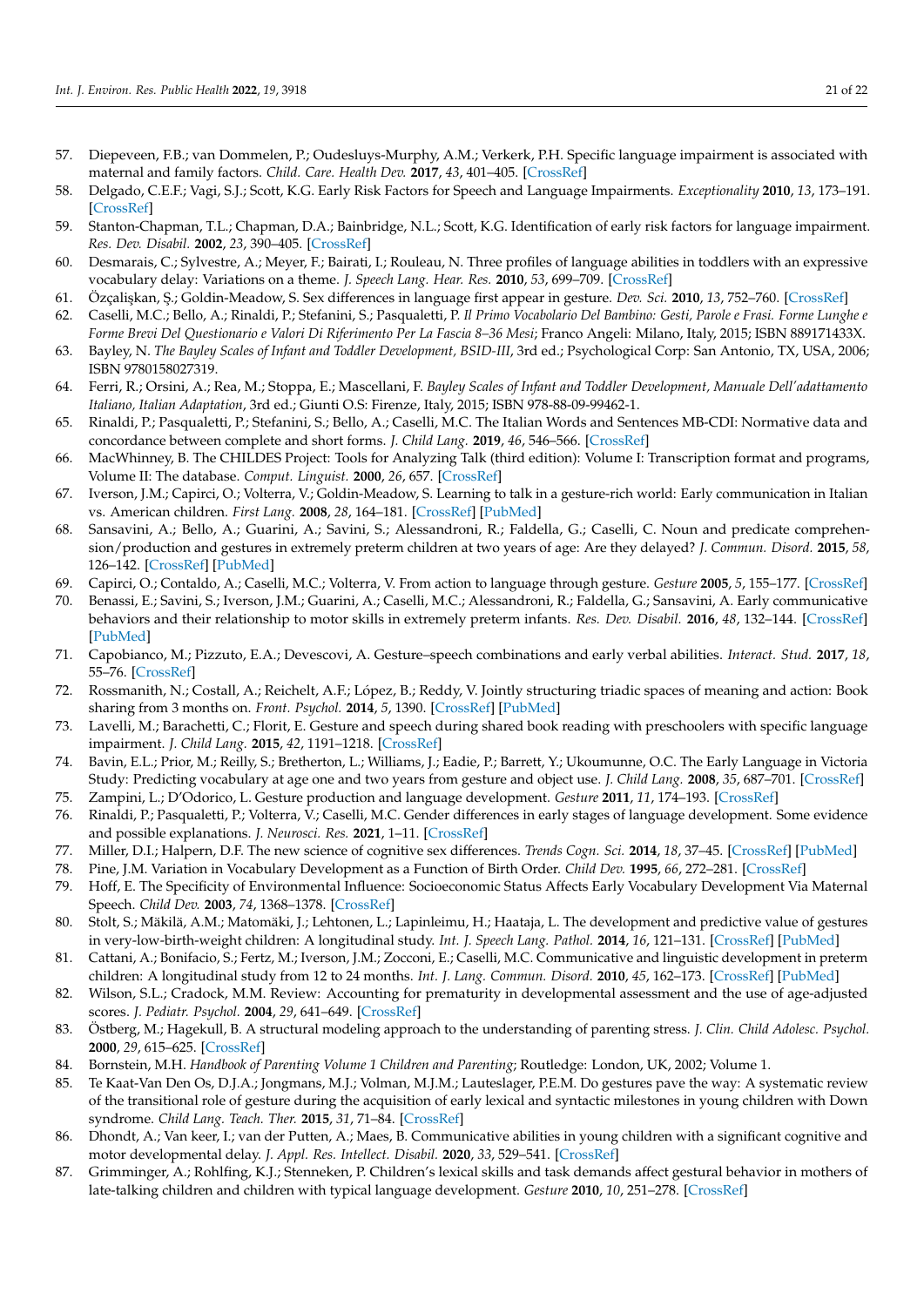57. Diepeveen, F.B.; van Dommelen, P.; Oudesluys-Murphy, A.M.; Verkerk, P.H. Specific language impairment is associated with maternal and family factors. *Child. Care. Health Dev.* **2017**, *43*, 401–405. [CrossRef]
58. Delgado, C.E.F.; Vagi, S.J.; Scott, K.G. Early Risk Factors for Speech and Language Impairments. *Exceptionality* **2010**, *13*, 173–191. [CrossRef]
59. Stanton-Chapman, T.L.; Chapman, D.A.; Bainbridge, N.L.; Scott, K.G. Identification of early risk factors for language impairment. *Res. Dev. Disabil.* **2002**, *23*, 390–405. [CrossRef]
60. Desmarais, C.; Sylvestre, A.; Meyer, F.; Bairati, I.; Rouleau, N. Three profiles of language abilities in toddlers with an expressive vocabulary delay: Variations on a theme. *J. Speech Lang. Hear. Res.* **2010**, *53*, 699–709. [CrossRef]
61. Özçalişkan, Ş.; Goldin-Meadow, S. Sex differences in language first appear in gesture. *Dev. Sci.* **2010**, *13*, 752–760. [CrossRef]
62. Caselli, M.C.; Bello, A.; Rinaldi, P.; Stefanini, S.; Pasqualetti, P. *Il Primo Vocabolario Del Bambino: Gesti, Parole e Frasi. Forme Lunghe e Forme Brevi Del Questionario e Valori Di Riferimento Per La Fascia 8–36 Mesi*; Franco Angeli: Milano, Italy, 2015; ISBN 889171433X.
63. Bayley, N. *The Bayley Scales of Infant and Toddler Development, BSID-III*, 3rd ed.; Psychological Corp: San Antonio, TX, USA, 2006; ISBN 9780158027319.
64. Ferri, R.; Orsini, A.; Rea, M.; Stoppa, E.; Mascellani, F. *Bayley Scales of Infant and Toddler Development, Manuale Dell'adattamento Italiano, Italian Adaptation*, 3rd ed.; Giunti O.S: Firenze, Italy, 2015; ISBN 978-88-09-99462-1.
65. Rinaldi, P.; Pasqualetti, P.; Stefanini, S.; Bello, A.; Caselli, M.C. The Italian Words and Sentences MB-CDI: Normative data and concordance between complete and short forms. *J. Child Lang.* **2019**, *46*, 546–566. [CrossRef]
66. MacWhinney, B. The CHILDES Project: Tools for Analyzing Talk (third edition): Volume I: Transcription format and programs, Volume II: The database. *Comput. Linguist.* **2000**, *26*, 657. [CrossRef]
67. Iverson, J.M.; Capirci, O.; Volterra, V.; Goldin-Meadow, S. Learning to talk in a gesture-rich world: Early communication in Italian vs. American children. *First Lang.* **2008**, *28*, 164–181. [CrossRef] [PubMed]
68. Sansavini, A.; Bello, A.; Guarini, A.; Savini, S.; Alessandroni, R.; Faldella, G.; Caselli, C. Noun and predicate comprehension/production and gestures in extremely preterm children at two years of age: Are they delayed? *J. Commun. Disord.* **2015**, *58*, 126–142. [CrossRef] [PubMed]
69. Capirci, O.; Contaldo, A.; Caselli, M.C.; Volterra, V. From action to language through gesture. *Gesture* **2005**, *5*, 155–177. [CrossRef]
70. Benassi, E.; Savini, S.; Iverson, J.M.; Guarini, A.; Caselli, M.C.; Alessandroni, R.; Faldella, G.; Sansavini, A. Early communicative behaviors and their relationship to motor skills in extremely preterm infants. *Res. Dev. Disabil.* **2016**, *48*, 132–144. [CrossRef] [PubMed]
71. Capobianco, M.; Pizzuto, E.A.; Devescovi, A. Gesture–speech combinations and early verbal abilities. *Interact. Stud.* **2017**, *18*, 55–76. [CrossRef]
72. Rossmanith, N.; Costall, A.; Reichelt, A.F.; López, B.; Reddy, V. Jointly structuring triadic spaces of meaning and action: Book sharing from 3 months on. *Front. Psychol.* **2014**, *5*, 1390. [CrossRef] [PubMed]
73. Lavelli, M.; Barachetti, C.; Florit, E. Gesture and speech during shared book reading with preschoolers with specific language impairment. *J. Child Lang.* **2015**, *42*, 1191–1218. [CrossRef]
74. Bavin, E.L.; Prior, M.; Reilly, S.; Bretherton, L.; Williams, J.; Eadie, P.; Barrett, Y.; Ukoumunne, O.C. The Early Language in Victoria Study: Predicting vocabulary at age one and two years from gesture and object use. *J. Child Lang.* **2008**, *35*, 687–701. [CrossRef]
75. Zampini, L.; D'Odorico, L. Gesture production and language development. *Gesture* **2011**, *11*, 174–193. [CrossRef]
76. Rinaldi, P.; Pasqualetti, P.; Volterra, V.; Caselli, M.C. Gender differences in early stages of language development. Some evidence and possible explanations. *J. Neurosci. Res.* **2021**, 1–11. [CrossRef]
77. Miller, D.I.; Halpern, D.F. The new science of cognitive sex differences. *Trends Cogn. Sci.* **2014**, *18*, 37–45. [CrossRef] [PubMed]
78. Pine, J.M. Variation in Vocabulary Development as a Function of Birth Order. *Child Dev.* **1995**, *66*, 272–281. [CrossRef]
79. Hoff, E. The Specificity of Environmental Influence: Socioeconomic Status Affects Early Vocabulary Development Via Maternal Speech. *Child Dev.* **2003**, *74*, 1368–1378. [CrossRef]
80. Stolt, S.; Mäkilä, A.M.; Matomäki, J.; Lehtonen, L.; Lapinleimu, H.; Haataja, L. The development and predictive value of gestures in very-low-birth-weight children: A longitudinal study. *Int. J. Speech Lang. Pathol.* **2014**, *16*, 121–131. [CrossRef] [PubMed]
81. Cattani, A.; Bonifacio, S.; Fertz, M.; Iverson, J.M.; Zocconi, E.; Caselli, M.C. Communicative and linguistic development in preterm children: A longitudinal study from 12 to 24 months. *Int. J. Lang. Commun. Disord.* **2010**, *45*, 162–173. [CrossRef] [PubMed]
82. Wilson, S.L.; Cradock, M.M. Review: Accounting for prematurity in developmental assessment and the use of age-adjusted scores. *J. Pediatr. Psychol.* **2004**, *29*, 641–649. [CrossRef]
83. Östberg, M.; Hagekull, B. A structural modeling approach to the understanding of parenting stress. *J. Clin. Child Adolesc. Psychol.* **2000**, *29*, 615–625. [CrossRef]
84. Bornstein, M.H. *Handbook of Parenting Volume 1 Children and Parenting*; Routledge: London, UK, 2002; Volume 1.
85. Te Kaat-Van Den Os, D.J.A.; Jongmans, M.J.; Volman, M.J.M.; Lauteslager, P.E.M. Do gestures pave the way: A systematic review of the transitional role of gesture during the acquisition of early lexical and syntactic milestones in young children with Down syndrome. *Child Lang. Teach. Ther.* **2015**, *31*, 71–84. [CrossRef]
86. Dhondt, A.; Van keer, I.; van der Putten, A.; Maes, B. Communicative abilities in young children with a significant cognitive and motor developmental delay. *J. Appl. Res. Intellect. Disabil.* **2020**, *33*, 529–541. [CrossRef]
87. Grimminger, A.; Rohlfing, K.J.; Stenneken, P. Children's lexical skills and task demands affect gestural behavior in mothers of late-talking children and children with typical language development. *Gesture* **2010**, *10*, 251–278. [CrossRef]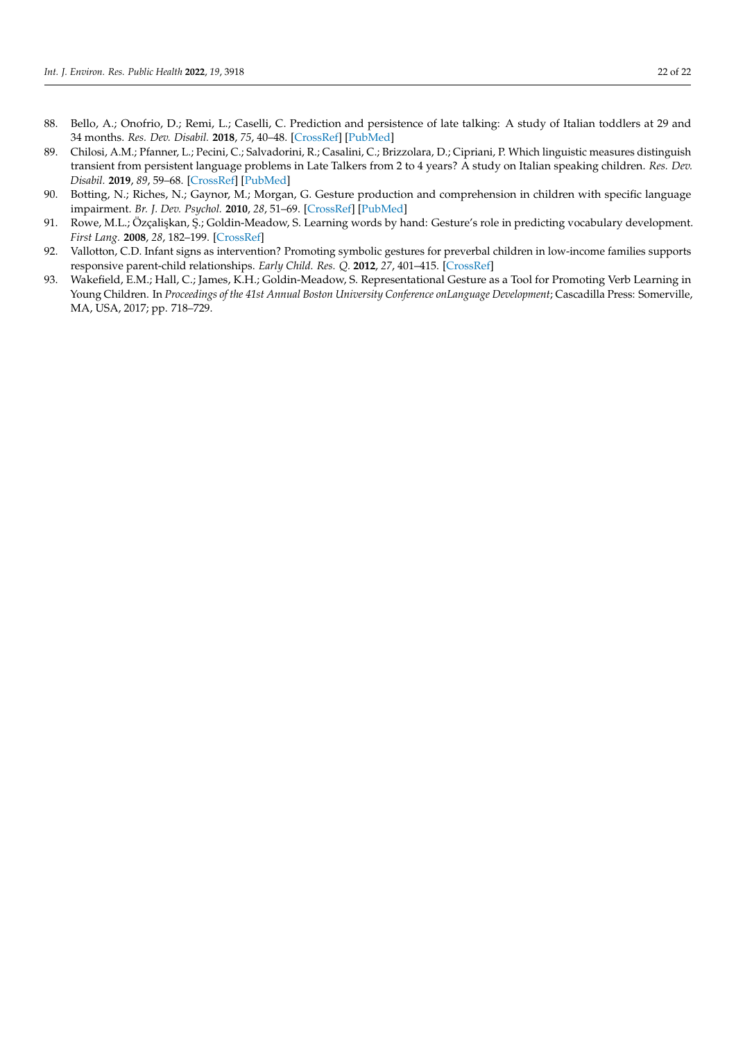88. Bello, A.; Onofrio, D.; Remi, L.; Caselli, C. Prediction and persistence of late talking: A study of Italian toddlers at 29 and 34 months. *Res. Dev. Disabil.* **2018**, *75*, 40–48. [CrossRef] [PubMed]
89. Chilosi, A.M.; Pfanner, L.; Pecini, C.; Salvadorini, R.; Casalini, C.; Brizzolara, D.; Cipriani, P. Which linguistic measures distinguish transient from persistent language problems in Late Talkers from 2 to 4 years? A study on Italian speaking children. *Res. Dev. Disabil.* **2019**, *89*, 59–68. [CrossRef] [PubMed]
90. Botting, N.; Riches, N.; Gaynor, M.; Morgan, G. Gesture production and comprehension in children with specific language impairment. *Br. J. Dev. Psychol.* **2010**, *28*, 51–69. [CrossRef] [PubMed]
91. Rowe, M.L.; Özçalişkan, Ş.; Goldin-Meadow, S. Learning words by hand: Gesture's role in predicting vocabulary development. *First Lang.* **2008**, *28*, 182–199. [CrossRef]
92. Vallotton, C.D. Infant signs as intervention? Promoting symbolic gestures for preverbal children in low-income families supports responsive parent-child relationships. *Early Child. Res. Q.* **2012**, *27*, 401–415. [CrossRef]
93. Wakefield, E.M.; Hall, C.; James, K.H.; Goldin-Meadow, S. Representational Gesture as a Tool for Promoting Verb Learning in Young Children. In *Proceedings of the 41st Annual Boston University Conference onLanguage Development*; Cascadilla Press: Somerville, MA, USA, 2017; pp. 718–729.